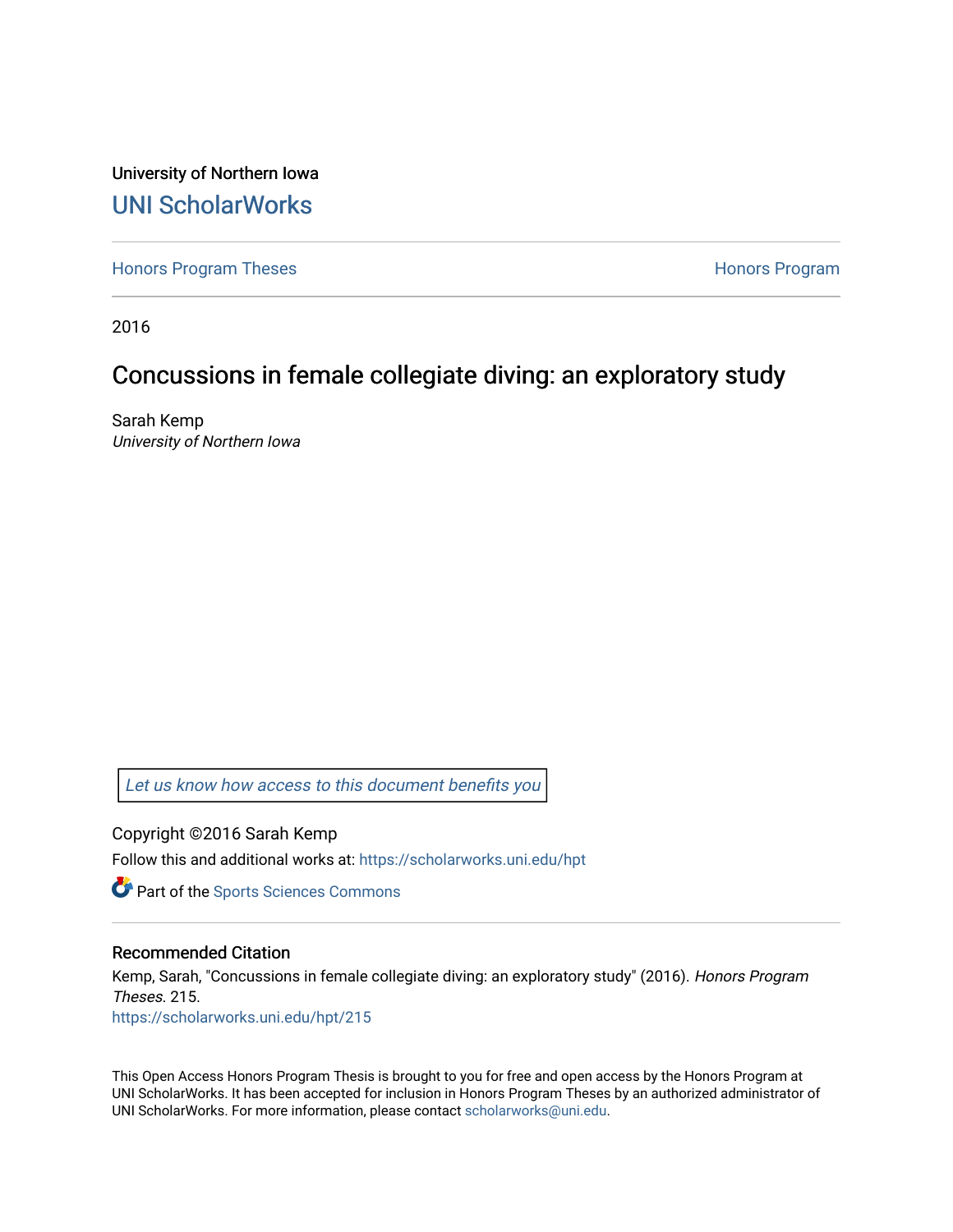University of Northern Iowa

# UNI ScholarWorks

Honors Program Theses | Honors Program

2016

## Concussions in female collegiate diving: an exploratory study

Sarah Kemp
*University of Northern Iowa*

Let us know how access to this document benefits you

Copyright ©2016 Sarah Kemp

Follow this and additional works at: https://scholarworks.uni.edu/hpt

Part of the Sports Sciences Commons

### Recommended Citation

Kemp, Sarah, "Concussions in female collegiate diving: an exploratory study" (2016). *Honors Program Theses*. 215.
https://scholarworks.uni.edu/hpt/215

This Open Access Honors Program Thesis is brought to you for free and open access by the Honors Program at UNI ScholarWorks. It has been accepted for inclusion in Honors Program Theses by an authorized administrator of UNI ScholarWorks. For more information, please contact scholarworks@uni.edu.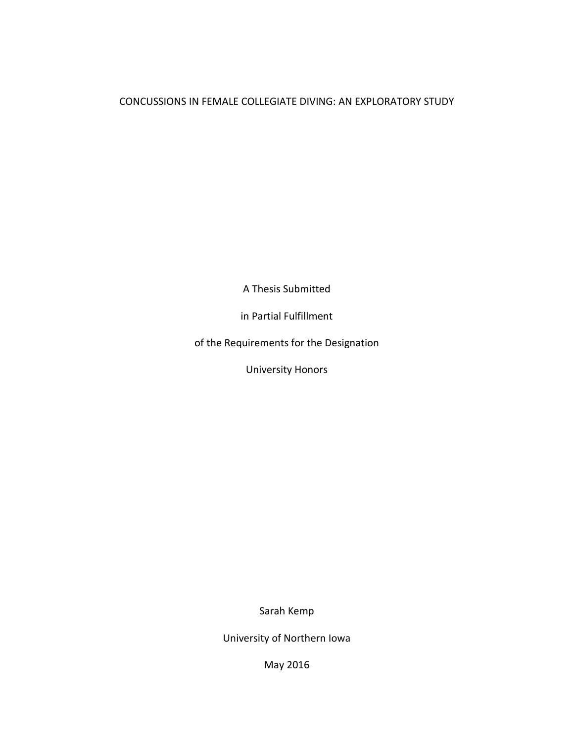# CONCUSSIONS IN FEMALE COLLEGIATE DIVING: AN EXPLORATORY STUDY

A Thesis Submitted

in Partial Fulfillment

of the Requirements for the Designation

University Honors

Sarah Kemp

University of Northern Iowa

May 2016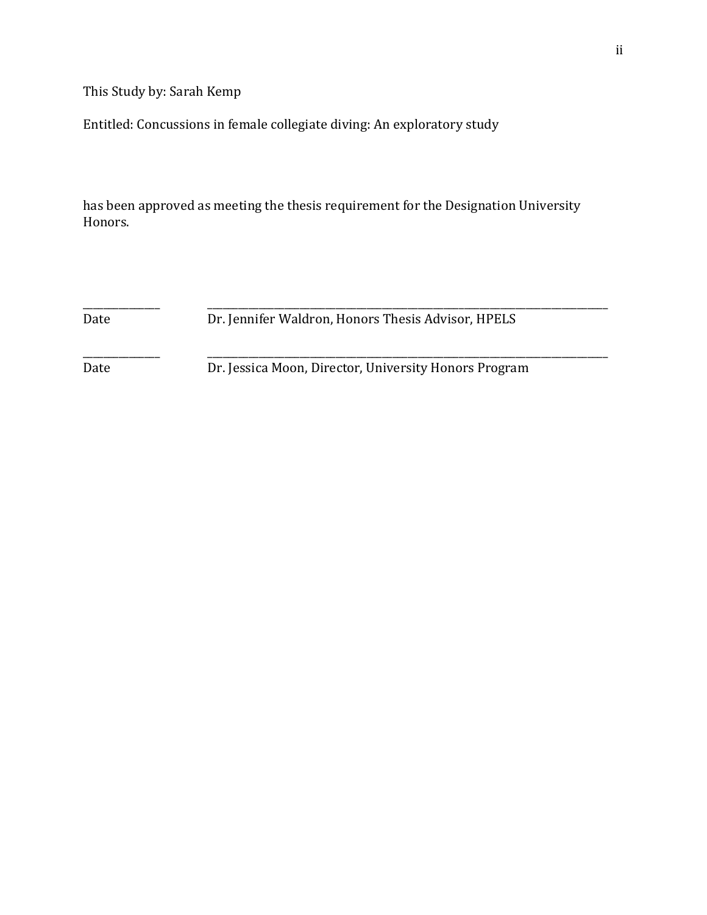This Study by: Sarah Kemp

Entitled: Concussions in female collegiate diving: An exploratory study

has been approved as meeting the thesis requirement for the Designation University Honors.

_______________ \_\_\_\_\_\_\_\_\_\_\_\_\_\_\_\_\_\_\_\_\_\_\_\_\_\_\_\_\_\_\_\_\_\_\_\_\_\_\_\_\_\_\_\_\_\_\_\_\_\_

Date Dr. Jennifer Waldron, Honors Thesis Advisor, HPELS

_______________ \_\_\_\_\_\_\_\_\_\_\_\_\_\_\_\_\_\_\_\_\_\_\_\_\_\_\_\_\_\_\_\_\_\_\_\_\_\_\_\_\_\_\_\_\_\_\_\_\_\_

Date Dr. Jessica Moon, Director, University Honors Program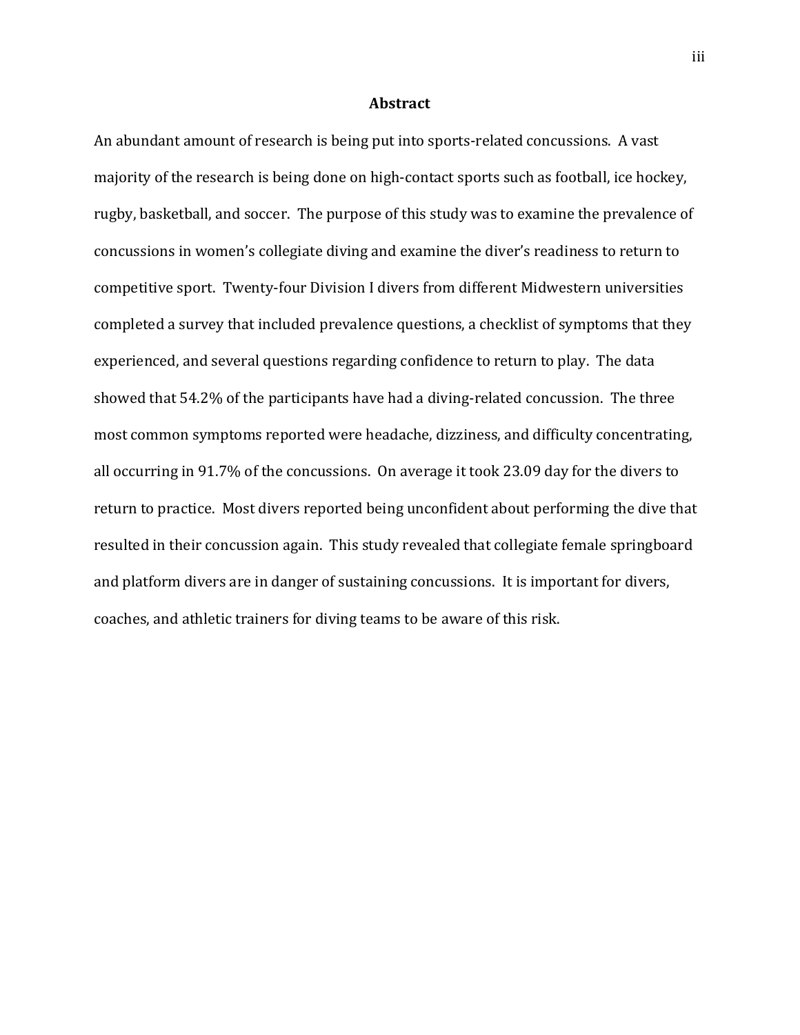## Abstract

An abundant amount of research is being put into sports-related concussions. A vast majority of the research is being done on high-contact sports such as football, ice hockey, rugby, basketball, and soccer. The purpose of this study was to examine the prevalence of concussions in women's collegiate diving and examine the diver's readiness to return to competitive sport. Twenty-four Division I divers from different Midwestern universities completed a survey that included prevalence questions, a checklist of symptoms that they experienced, and several questions regarding confidence to return to play. The data showed that 54.2% of the participants have had a diving-related concussion. The three most common symptoms reported were headache, dizziness, and difficulty concentrating, all occurring in 91.7% of the concussions. On average it took 23.09 day for the divers to return to practice. Most divers reported being unconfident about performing the dive that resulted in their concussion again. This study revealed that collegiate female springboard and platform divers are in danger of sustaining concussions. It is important for divers, coaches, and athletic trainers for diving teams to be aware of this risk.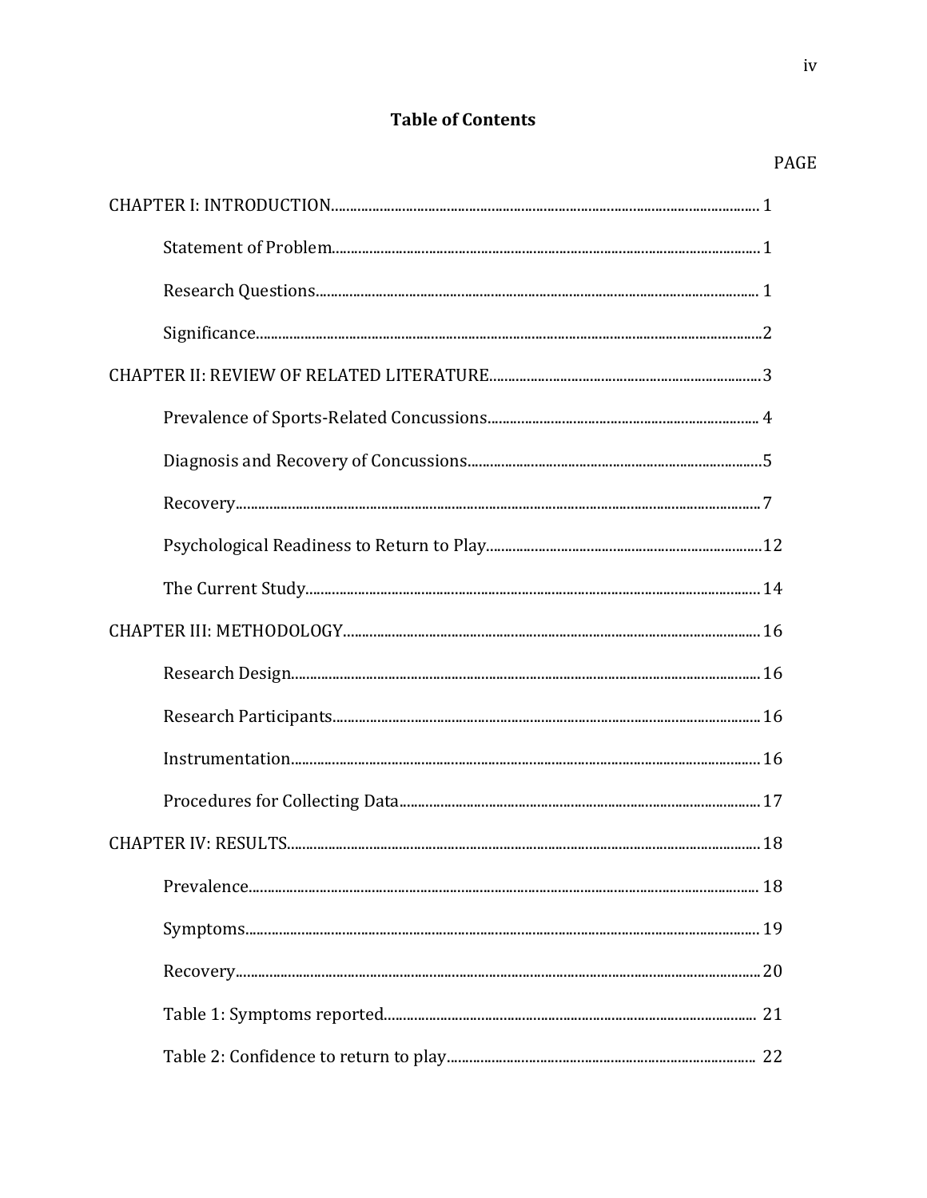# Table of Contents

| | PAGE |
|---|---|
| CHAPTER I: INTRODUCTION | 1 |
| Statement of Problem | 1 |
| Research Questions | 1 |
| Significance | 2 |
| CHAPTER II: REVIEW OF RELATED LITERATURE | 3 |
| Prevalence of Sports-Related Concussions | 4 |
| Diagnosis and Recovery of Concussions | 5 |
| Recovery | 7 |
| Psychological Readiness to Return to Play | 12 |
| The Current Study | 14 |
| CHAPTER III: METHODOLOGY | 16 |
| Research Design | 16 |
| Research Participants | 16 |
| Instrumentation | 16 |
| Procedures for Collecting Data | 17 |
| CHAPTER IV: RESULTS | 18 |
| Prevalence | 18 |
| Symptoms | 19 |
| Recovery | 20 |
| Table 1: Symptoms reported | 21 |
| Table 2: Confidence to return to play | 22 |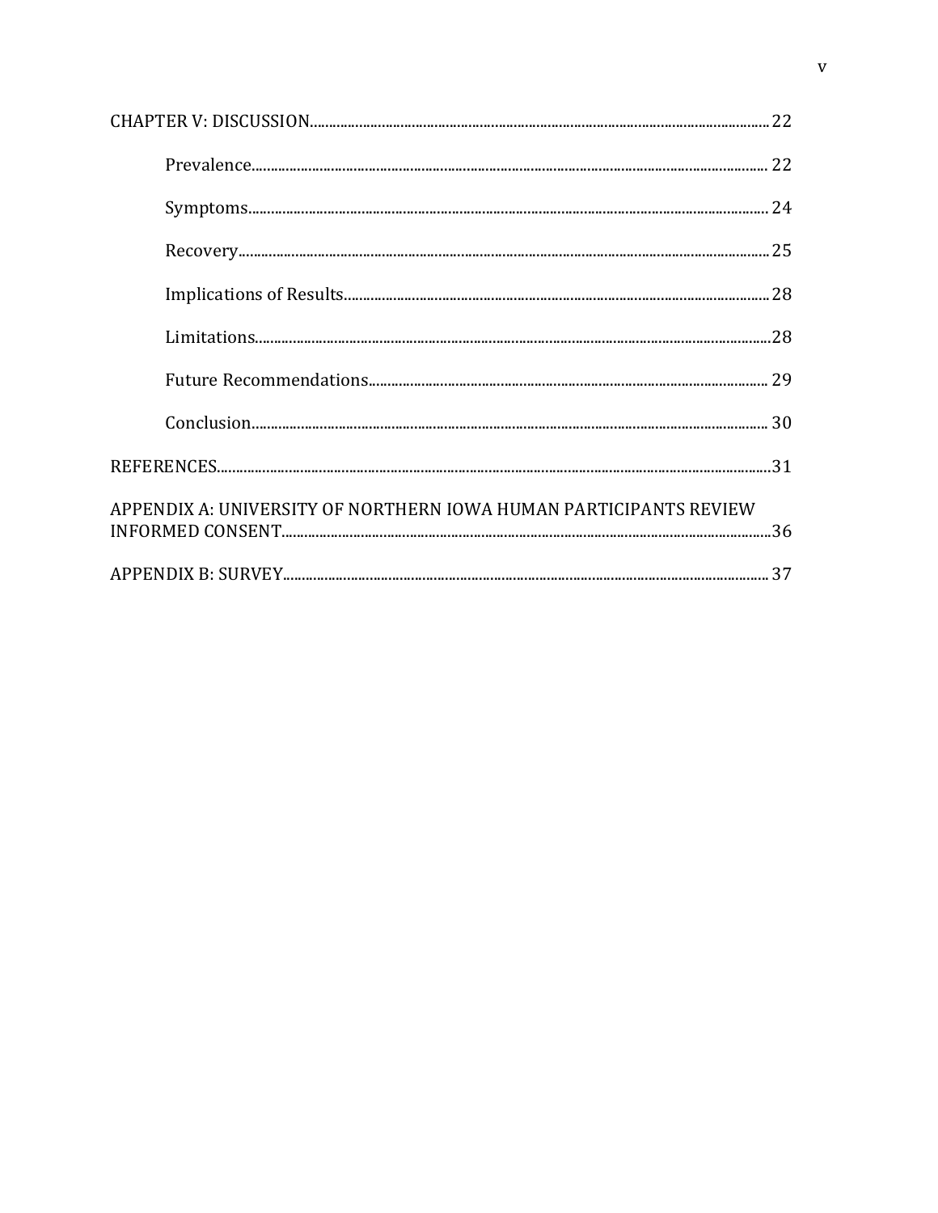CHAPTER V: DISCUSSION....................................................................................22

Prevalence.................................................................................................22

Symptoms...................................................................................................24

Recovery.....................................................................................................25

Implications of Results.............................................................................28

Limitations.................................................................................................28

Future Recommendations.........................................................................29

Conclusion..................................................................................................30

REFERENCES.....................................................................................................31

APPENDIX A: UNIVERSITY OF NORTHERN IOWA HUMAN PARTICIPANTS REVIEW INFORMED CONSENT.......................................................................................36

APPENDIX B: SURVEY........................................................................................37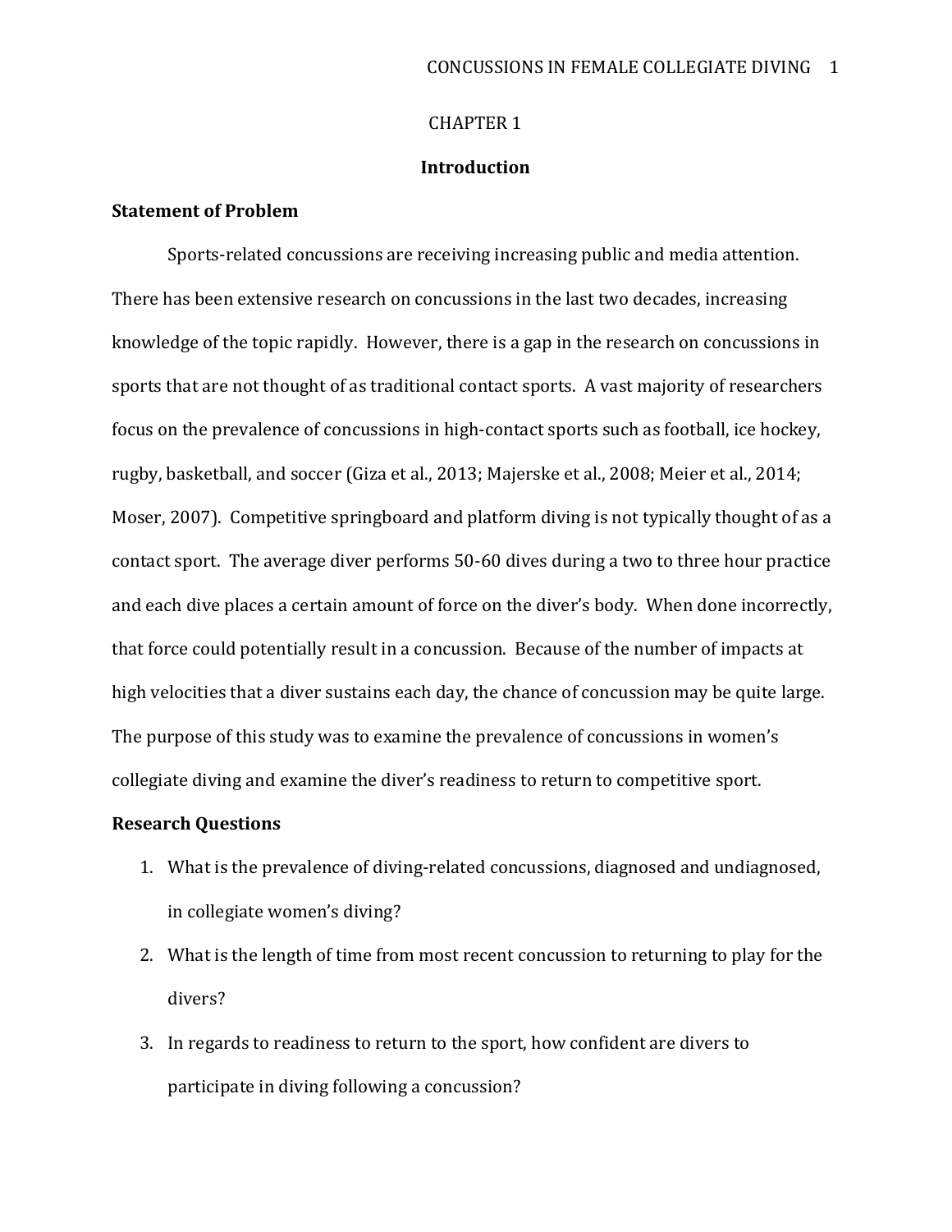# CHAPTER 1

## Introduction

### Statement of Problem

Sports-related concussions are receiving increasing public and media attention. There has been extensive research on concussions in the last two decades, increasing knowledge of the topic rapidly. However, there is a gap in the research on concussions in sports that are not thought of as traditional contact sports. A vast majority of researchers focus on the prevalence of concussions in high-contact sports such as football, ice hockey, rugby, basketball, and soccer (Giza et al., 2013; Majerske et al., 2008; Meier et al., 2014; Moser, 2007). Competitive springboard and platform diving is not typically thought of as a contact sport. The average diver performs 50-60 dives during a two to three hour practice and each dive places a certain amount of force on the diver's body. When done incorrectly, that force could potentially result in a concussion. Because of the number of impacts at high velocities that a diver sustains each day, the chance of concussion may be quite large. The purpose of this study was to examine the prevalence of concussions in women's collegiate diving and examine the diver's readiness to return to competitive sport.

### Research Questions

1. What is the prevalence of diving-related concussions, diagnosed and undiagnosed, in collegiate women's diving?
2. What is the length of time from most recent concussion to returning to play for the divers?
3. In regards to readiness to return to the sport, how confident are divers to participate in diving following a concussion?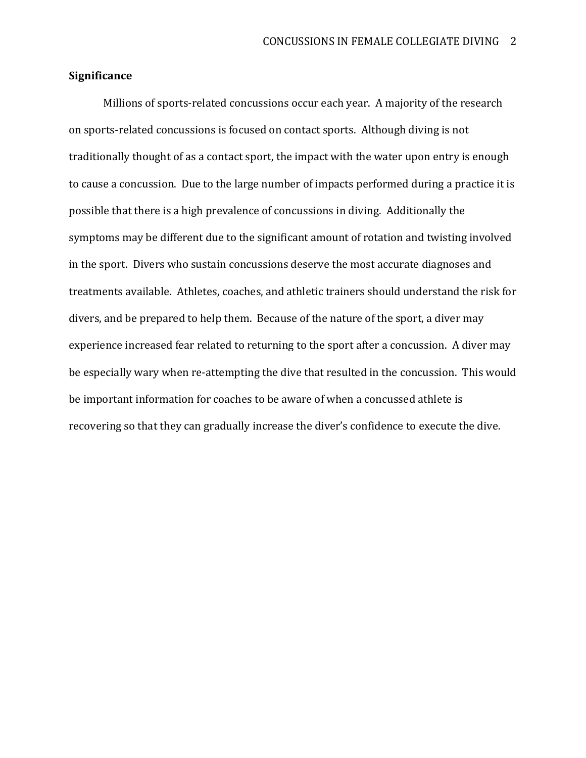## Significance

Millions of sports-related concussions occur each year. A majority of the research on sports-related concussions is focused on contact sports. Although diving is not traditionally thought of as a contact sport, the impact with the water upon entry is enough to cause a concussion. Due to the large number of impacts performed during a practice it is possible that there is a high prevalence of concussions in diving. Additionally the symptoms may be different due to the significant amount of rotation and twisting involved in the sport. Divers who sustain concussions deserve the most accurate diagnoses and treatments available. Athletes, coaches, and athletic trainers should understand the risk for divers, and be prepared to help them. Because of the nature of the sport, a diver may experience increased fear related to returning to the sport after a concussion. A diver may be especially wary when re-attempting the dive that resulted in the concussion. This would be important information for coaches to be aware of when a concussed athlete is recovering so that they can gradually increase the diver's confidence to execute the dive.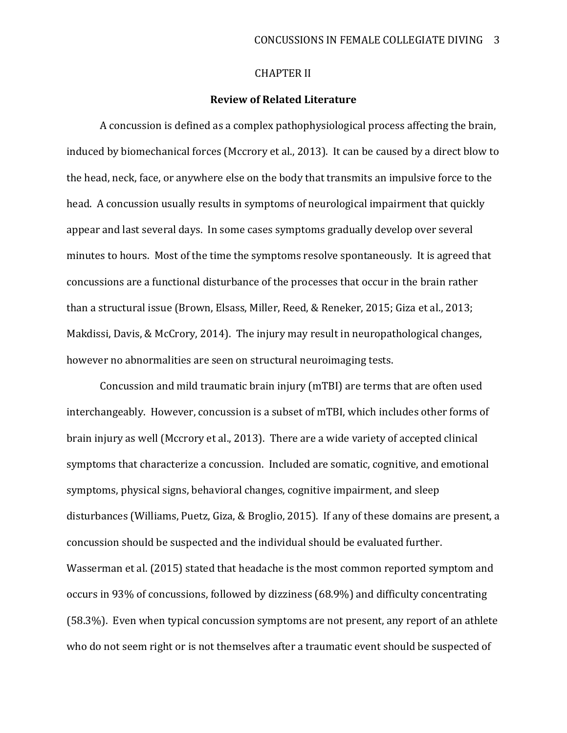# CHAPTER II

## Review of Related Literature

A concussion is defined as a complex pathophysiological process affecting the brain, induced by biomechanical forces (Mccrory et al., 2013). It can be caused by a direct blow to the head, neck, face, or anywhere else on the body that transmits an impulsive force to the head. A concussion usually results in symptoms of neurological impairment that quickly appear and last several days. In some cases symptoms gradually develop over several minutes to hours. Most of the time the symptoms resolve spontaneously. It is agreed that concussions are a functional disturbance of the processes that occur in the brain rather than a structural issue (Brown, Elsass, Miller, Reed, & Reneker, 2015; Giza et al., 2013; Makdissi, Davis, & McCrory, 2014). The injury may result in neuropathological changes, however no abnormalities are seen on structural neuroimaging tests.

Concussion and mild traumatic brain injury (mTBI) are terms that are often used interchangeably. However, concussion is a subset of mTBI, which includes other forms of brain injury as well (Mccrory et al., 2013). There are a wide variety of accepted clinical symptoms that characterize a concussion. Included are somatic, cognitive, and emotional symptoms, physical signs, behavioral changes, cognitive impairment, and sleep disturbances (Williams, Puetz, Giza, & Broglio, 2015). If any of these domains are present, a concussion should be suspected and the individual should be evaluated further. Wasserman et al. (2015) stated that headache is the most common reported symptom and occurs in 93% of concussions, followed by dizziness (68.9%) and difficulty concentrating (58.3%). Even when typical concussion symptoms are not present, any report of an athlete who do not seem right or is not themselves after a traumatic event should be suspected of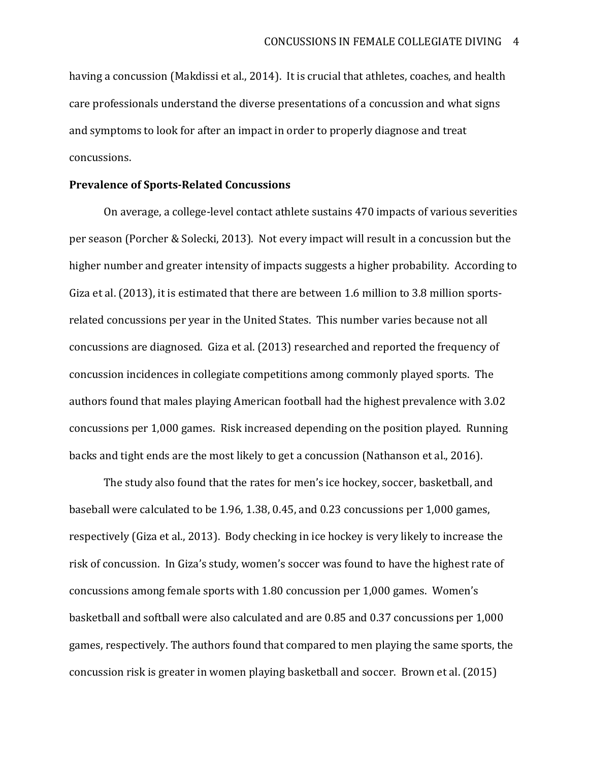having a concussion (Makdissi et al., 2014). It is crucial that athletes, coaches, and health care professionals understand the diverse presentations of a concussion and what signs and symptoms to look for after an impact in order to properly diagnose and treat concussions.

**Prevalence of Sports-Related Concussions**

On average, a college-level contact athlete sustains 470 impacts of various severities per season (Porcher & Solecki, 2013). Not every impact will result in a concussion but the higher number and greater intensity of impacts suggests a higher probability. According to Giza et al. (2013), it is estimated that there are between 1.6 million to 3.8 million sports-related concussions per year in the United States. This number varies because not all concussions are diagnosed. Giza et al. (2013) researched and reported the frequency of concussion incidences in collegiate competitions among commonly played sports. The authors found that males playing American football had the highest prevalence with 3.02 concussions per 1,000 games. Risk increased depending on the position played. Running backs and tight ends are the most likely to get a concussion (Nathanson et al., 2016).

The study also found that the rates for men's ice hockey, soccer, basketball, and baseball were calculated to be 1.96, 1.38, 0.45, and 0.23 concussions per 1,000 games, respectively (Giza et al., 2013). Body checking in ice hockey is very likely to increase the risk of concussion. In Giza's study, women's soccer was found to have the highest rate of concussions among female sports with 1.80 concussion per 1,000 games. Women's basketball and softball were also calculated and are 0.85 and 0.37 concussions per 1,000 games, respectively. The authors found that compared to men playing the same sports, the concussion risk is greater in women playing basketball and soccer. Brown et al. (2015)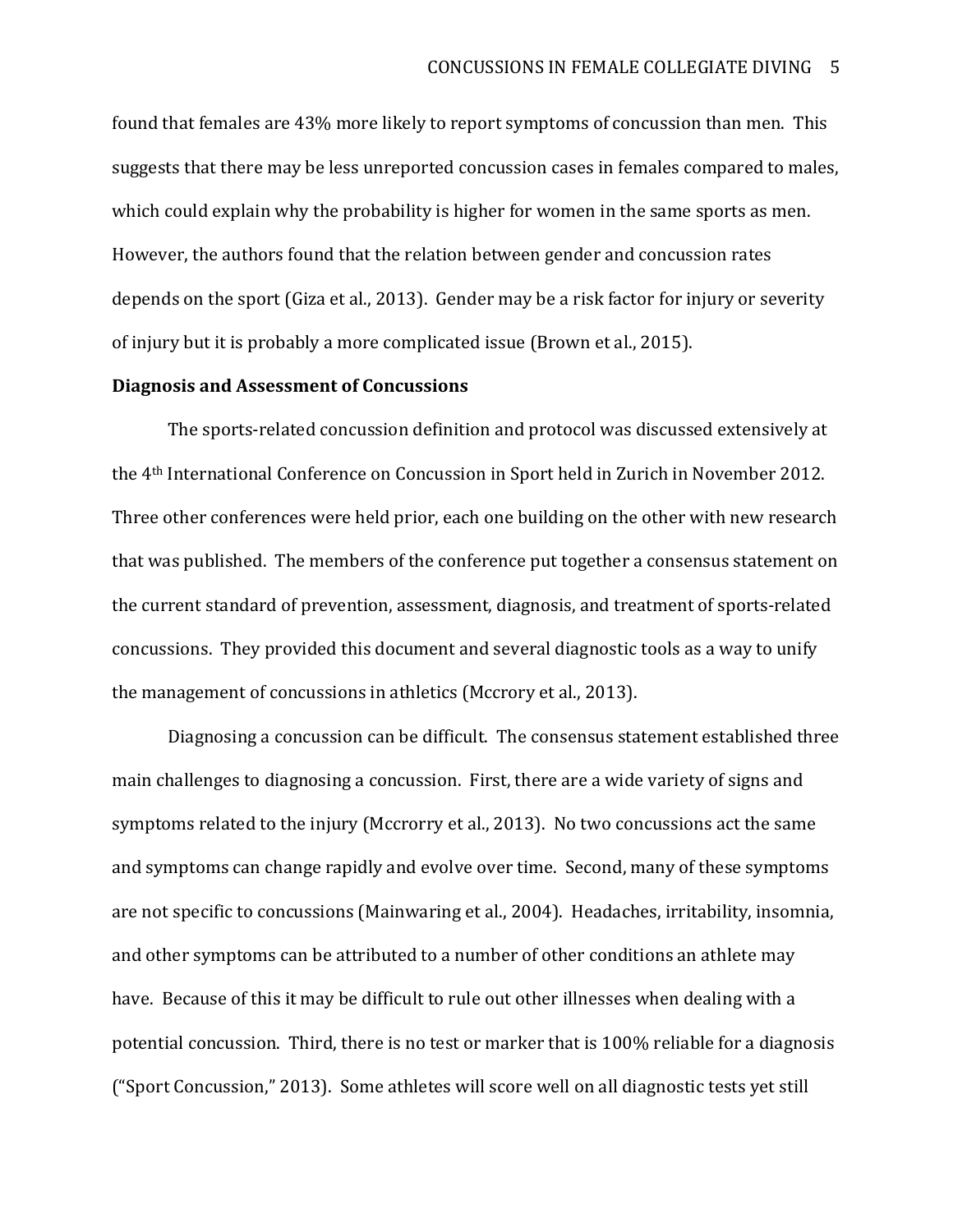found that females are 43% more likely to report symptoms of concussion than men. This suggests that there may be less unreported concussion cases in females compared to males, which could explain why the probability is higher for women in the same sports as men. However, the authors found that the relation between gender and concussion rates depends on the sport (Giza et al., 2013). Gender may be a risk factor for injury or severity of injury but it is probably a more complicated issue (Brown et al., 2015).

**Diagnosis and Assessment of Concussions**

The sports-related concussion definition and protocol was discussed extensively at the 4th International Conference on Concussion in Sport held in Zurich in November 2012. Three other conferences were held prior, each one building on the other with new research that was published. The members of the conference put together a consensus statement on the current standard of prevention, assessment, diagnosis, and treatment of sports-related concussions. They provided this document and several diagnostic tools as a way to unify the management of concussions in athletics (Mccrory et al., 2013).

Diagnosing a concussion can be difficult. The consensus statement established three main challenges to diagnosing a concussion. First, there are a wide variety of signs and symptoms related to the injury (Mccrorry et al., 2013). No two concussions act the same and symptoms can change rapidly and evolve over time. Second, many of these symptoms are not specific to concussions (Mainwaring et al., 2004). Headaches, irritability, insomnia, and other symptoms can be attributed to a number of other conditions an athlete may have. Because of this it may be difficult to rule out other illnesses when dealing with a potential concussion. Third, there is no test or marker that is 100% reliable for a diagnosis ("Sport Concussion," 2013). Some athletes will score well on all diagnostic tests yet still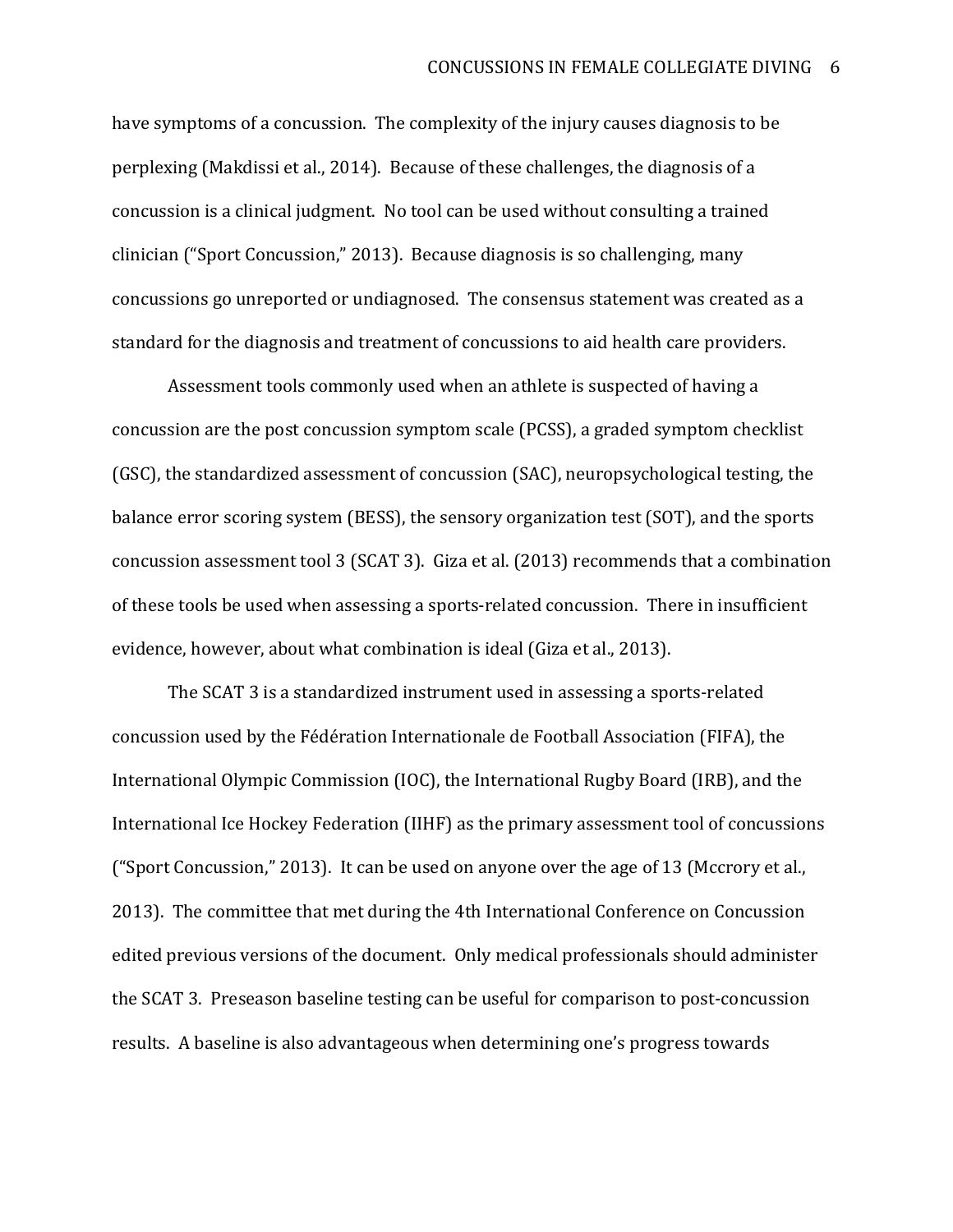have symptoms of a concussion. The complexity of the injury causes diagnosis to be perplexing (Makdissi et al., 2014). Because of these challenges, the diagnosis of a concussion is a clinical judgment. No tool can be used without consulting a trained clinician ("Sport Concussion," 2013). Because diagnosis is so challenging, many concussions go unreported or undiagnosed. The consensus statement was created as a standard for the diagnosis and treatment of concussions to aid health care providers.

Assessment tools commonly used when an athlete is suspected of having a concussion are the post concussion symptom scale (PCSS), a graded symptom checklist (GSC), the standardized assessment of concussion (SAC), neuropsychological testing, the balance error scoring system (BESS), the sensory organization test (SOT), and the sports concussion assessment tool 3 (SCAT 3). Giza et al. (2013) recommends that a combination of these tools be used when assessing a sports-related concussion. There in insufficient evidence, however, about what combination is ideal (Giza et al., 2013).

The SCAT 3 is a standardized instrument used in assessing a sports-related concussion used by the Fédération Internationale de Football Association (FIFA), the International Olympic Commission (IOC), the International Rugby Board (IRB), and the International Ice Hockey Federation (IIHF) as the primary assessment tool of concussions ("Sport Concussion," 2013). It can be used on anyone over the age of 13 (Mccrory et al., 2013). The committee that met during the 4th International Conference on Concussion edited previous versions of the document. Only medical professionals should administer the SCAT 3. Preseason baseline testing can be useful for comparison to post-concussion results. A baseline is also advantageous when determining one's progress towards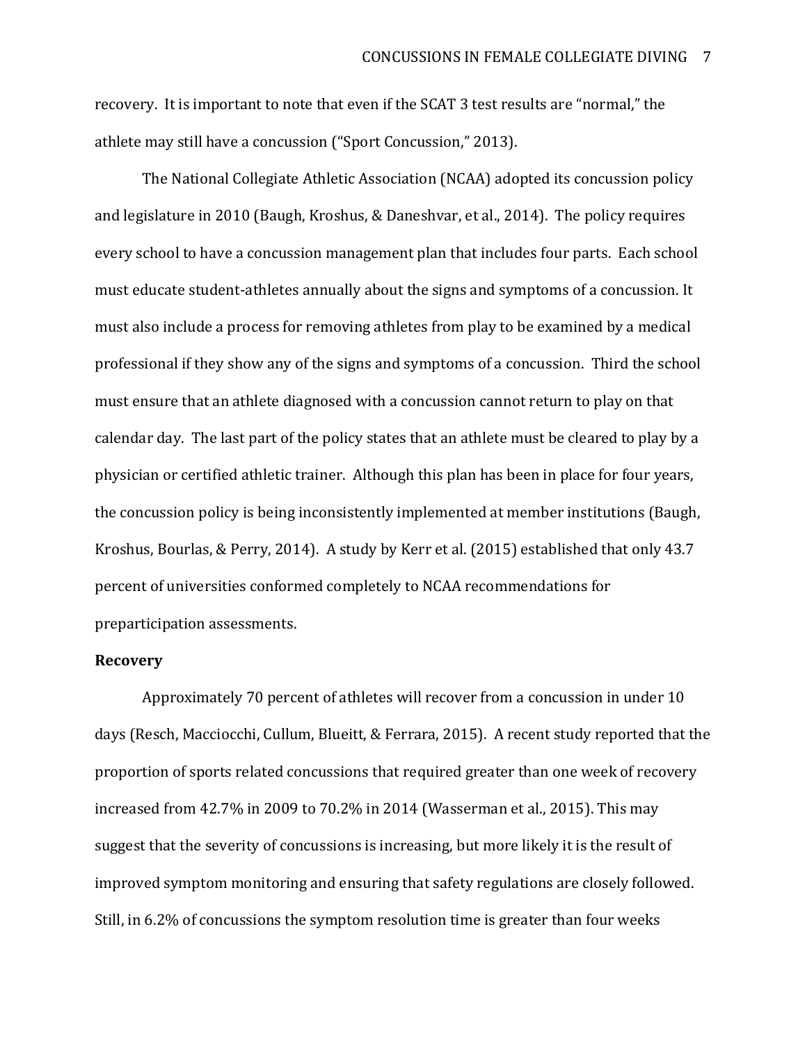recovery. It is important to note that even if the SCAT 3 test results are "normal," the athlete may still have a concussion ("Sport Concussion," 2013).

The National Collegiate Athletic Association (NCAA) adopted its concussion policy and legislature in 2010 (Baugh, Kroshus, & Daneshvar, et al., 2014). The policy requires every school to have a concussion management plan that includes four parts. Each school must educate student-athletes annually about the signs and symptoms of a concussion. It must also include a process for removing athletes from play to be examined by a medical professional if they show any of the signs and symptoms of a concussion. Third the school must ensure that an athlete diagnosed with a concussion cannot return to play on that calendar day. The last part of the policy states that an athlete must be cleared to play by a physician or certified athletic trainer. Although this plan has been in place for four years, the concussion policy is being inconsistently implemented at member institutions (Baugh, Kroshus, Bourlas, & Perry, 2014). A study by Kerr et al. (2015) established that only 43.7 percent of universities conformed completely to NCAA recommendations for preparticipation assessments.

**Recovery**

Approximately 70 percent of athletes will recover from a concussion in under 10 days (Resch, Macciocchi, Cullum, Blueitt, & Ferrara, 2015). A recent study reported that the proportion of sports related concussions that required greater than one week of recovery increased from 42.7% in 2009 to 70.2% in 2014 (Wasserman et al., 2015). This may suggest that the severity of concussions is increasing, but more likely it is the result of improved symptom monitoring and ensuring that safety regulations are closely followed. Still, in 6.2% of concussions the symptom resolution time is greater than four weeks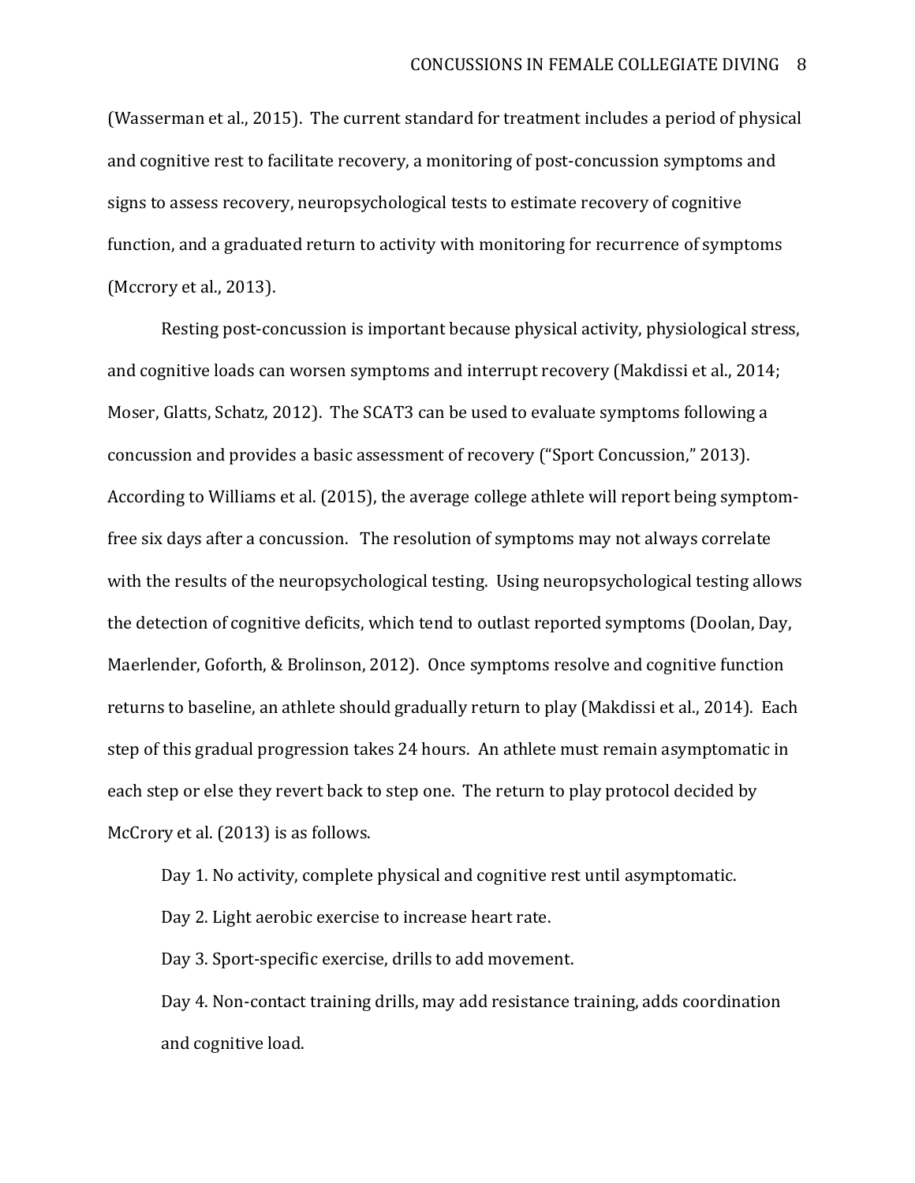(Wasserman et al., 2015). The current standard for treatment includes a period of physical and cognitive rest to facilitate recovery, a monitoring of post-concussion symptoms and signs to assess recovery, neuropsychological tests to estimate recovery of cognitive function, and a graduated return to activity with monitoring for recurrence of symptoms (Mccrory et al., 2013).

Resting post-concussion is important because physical activity, physiological stress, and cognitive loads can worsen symptoms and interrupt recovery (Makdissi et al., 2014; Moser, Glatts, Schatz, 2012). The SCAT3 can be used to evaluate symptoms following a concussion and provides a basic assessment of recovery ("Sport Concussion," 2013). According to Williams et al. (2015), the average college athlete will report being symptom-free six days after a concussion. The resolution of symptoms may not always correlate with the results of the neuropsychological testing. Using neuropsychological testing allows the detection of cognitive deficits, which tend to outlast reported symptoms (Doolan, Day, Maerlender, Goforth, & Brolinson, 2012). Once symptoms resolve and cognitive function returns to baseline, an athlete should gradually return to play (Makdissi et al., 2014). Each step of this gradual progression takes 24 hours. An athlete must remain asymptomatic in each step or else they revert back to step one. The return to play protocol decided by McCrory et al. (2013) is as follows.

Day 1. No activity, complete physical and cognitive rest until asymptomatic.

Day 2. Light aerobic exercise to increase heart rate.

Day 3. Sport-specific exercise, drills to add movement.

Day 4. Non-contact training drills, may add resistance training, adds coordination and cognitive load.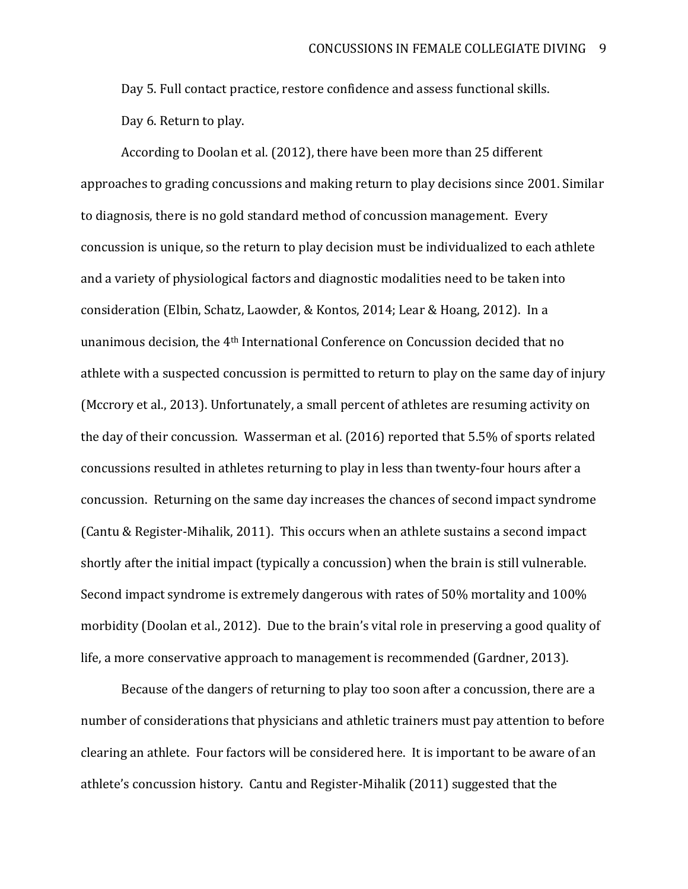Day 5. Full contact practice, restore confidence and assess functional skills.

Day 6. Return to play.

According to Doolan et al. (2012), there have been more than 25 different approaches to grading concussions and making return to play decisions since 2001. Similar to diagnosis, there is no gold standard method of concussion management. Every concussion is unique, so the return to play decision must be individualized to each athlete and a variety of physiological factors and diagnostic modalities need to be taken into consideration (Elbin, Schatz, Laowder, & Kontos, 2014; Lear & Hoang, 2012). In a unanimous decision, the 4th International Conference on Concussion decided that no athlete with a suspected concussion is permitted to return to play on the same day of injury (Mccrory et al., 2013). Unfortunately, a small percent of athletes are resuming activity on the day of their concussion. Wasserman et al. (2016) reported that 5.5% of sports related concussions resulted in athletes returning to play in less than twenty-four hours after a concussion. Returning on the same day increases the chances of second impact syndrome (Cantu & Register-Mihalik, 2011). This occurs when an athlete sustains a second impact shortly after the initial impact (typically a concussion) when the brain is still vulnerable. Second impact syndrome is extremely dangerous with rates of 50% mortality and 100% morbidity (Doolan et al., 2012). Due to the brain's vital role in preserving a good quality of life, a more conservative approach to management is recommended (Gardner, 2013).

Because of the dangers of returning to play too soon after a concussion, there are a number of considerations that physicians and athletic trainers must pay attention to before clearing an athlete. Four factors will be considered here. It is important to be aware of an athlete's concussion history. Cantu and Register-Mihalik (2011) suggested that the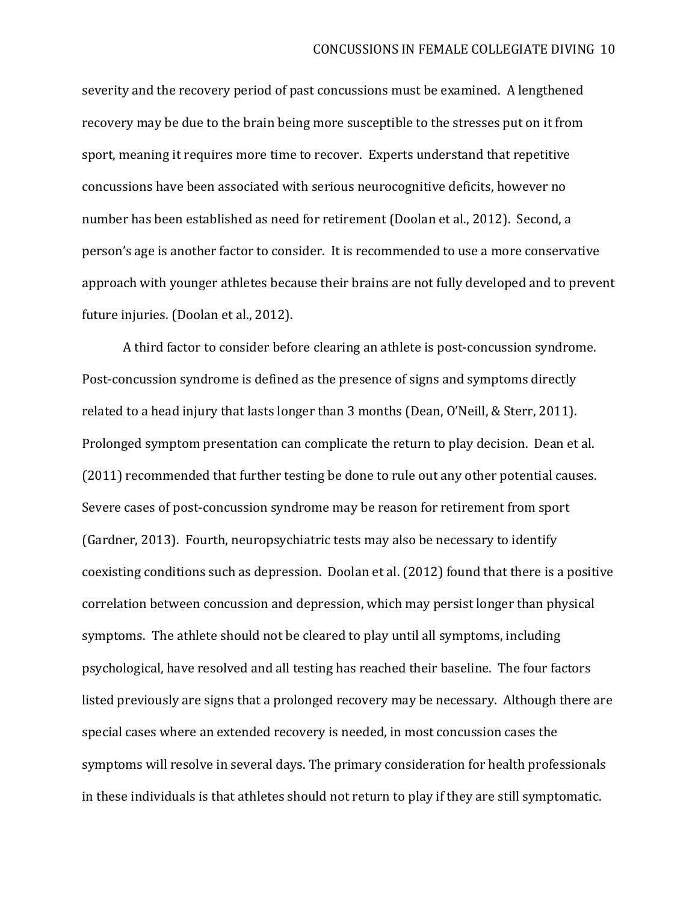severity and the recovery period of past concussions must be examined. A lengthened recovery may be due to the brain being more susceptible to the stresses put on it from sport, meaning it requires more time to recover. Experts understand that repetitive concussions have been associated with serious neurocognitive deficits, however no number has been established as need for retirement (Doolan et al., 2012). Second, a person's age is another factor to consider. It is recommended to use a more conservative approach with younger athletes because their brains are not fully developed and to prevent future injuries. (Doolan et al., 2012).

A third factor to consider before clearing an athlete is post-concussion syndrome. Post-concussion syndrome is defined as the presence of signs and symptoms directly related to a head injury that lasts longer than 3 months (Dean, O'Neill, & Sterr, 2011). Prolonged symptom presentation can complicate the return to play decision. Dean et al. (2011) recommended that further testing be done to rule out any other potential causes. Severe cases of post-concussion syndrome may be reason for retirement from sport (Gardner, 2013). Fourth, neuropsychiatric tests may also be necessary to identify coexisting conditions such as depression. Doolan et al. (2012) found that there is a positive correlation between concussion and depression, which may persist longer than physical symptoms. The athlete should not be cleared to play until all symptoms, including psychological, have resolved and all testing has reached their baseline. The four factors listed previously are signs that a prolonged recovery may be necessary. Although there are special cases where an extended recovery is needed, in most concussion cases the symptoms will resolve in several days. The primary consideration for health professionals in these individuals is that athletes should not return to play if they are still symptomatic.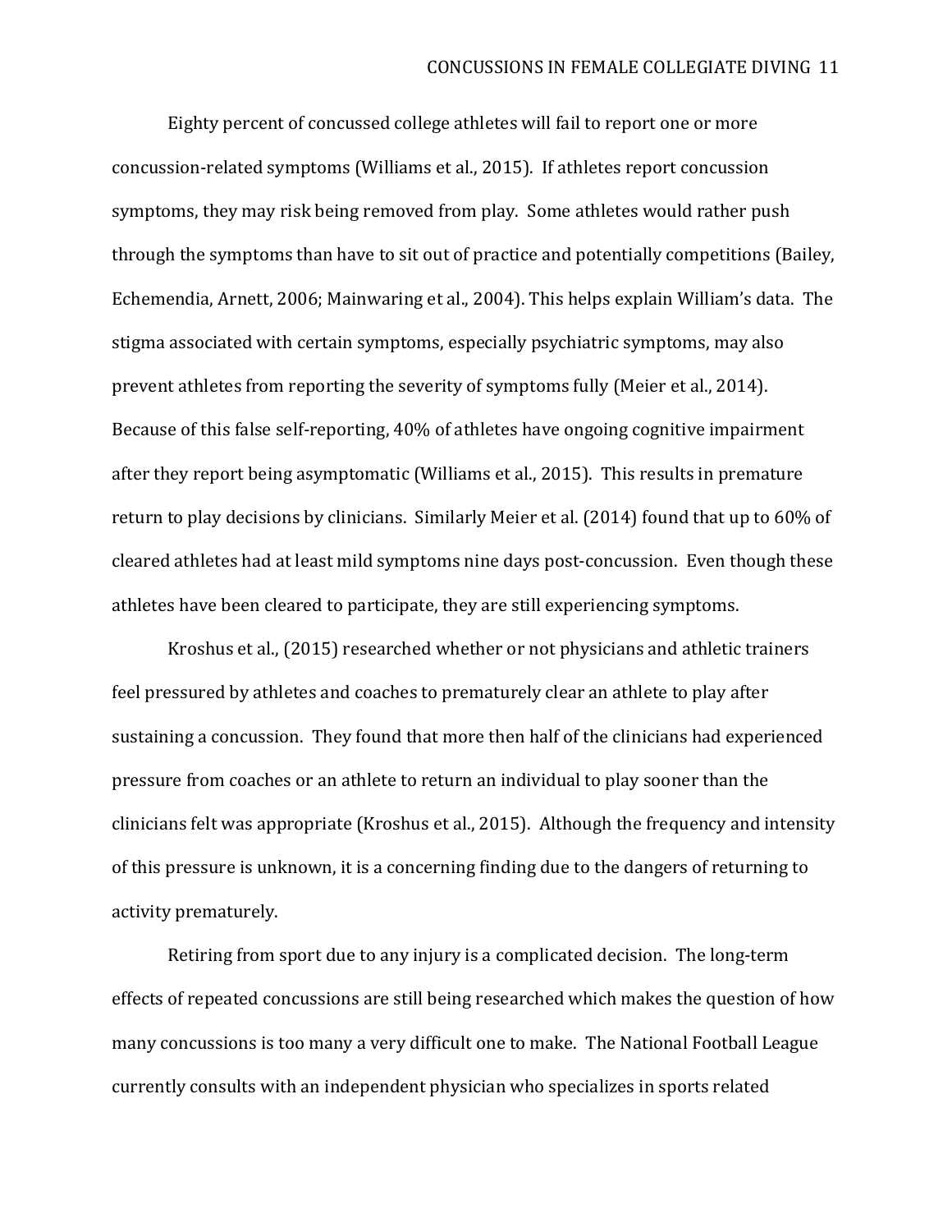Eighty percent of concussed college athletes will fail to report one or more concussion-related symptoms (Williams et al., 2015). If athletes report concussion symptoms, they may risk being removed from play. Some athletes would rather push through the symptoms than have to sit out of practice and potentially competitions (Bailey, Echemendia, Arnett, 2006; Mainwaring et al., 2004). This helps explain William's data. The stigma associated with certain symptoms, especially psychiatric symptoms, may also prevent athletes from reporting the severity of symptoms fully (Meier et al., 2014). Because of this false self-reporting, 40% of athletes have ongoing cognitive impairment after they report being asymptomatic (Williams et al., 2015). This results in premature return to play decisions by clinicians. Similarly Meier et al. (2014) found that up to 60% of cleared athletes had at least mild symptoms nine days post-concussion. Even though these athletes have been cleared to participate, they are still experiencing symptoms.

Kroshus et al., (2015) researched whether or not physicians and athletic trainers feel pressured by athletes and coaches to prematurely clear an athlete to play after sustaining a concussion. They found that more then half of the clinicians had experienced pressure from coaches or an athlete to return an individual to play sooner than the clinicians felt was appropriate (Kroshus et al., 2015). Although the frequency and intensity of this pressure is unknown, it is a concerning finding due to the dangers of returning to activity prematurely.

Retiring from sport due to any injury is a complicated decision. The long-term effects of repeated concussions are still being researched which makes the question of how many concussions is too many a very difficult one to make. The National Football League currently consults with an independent physician who specializes in sports related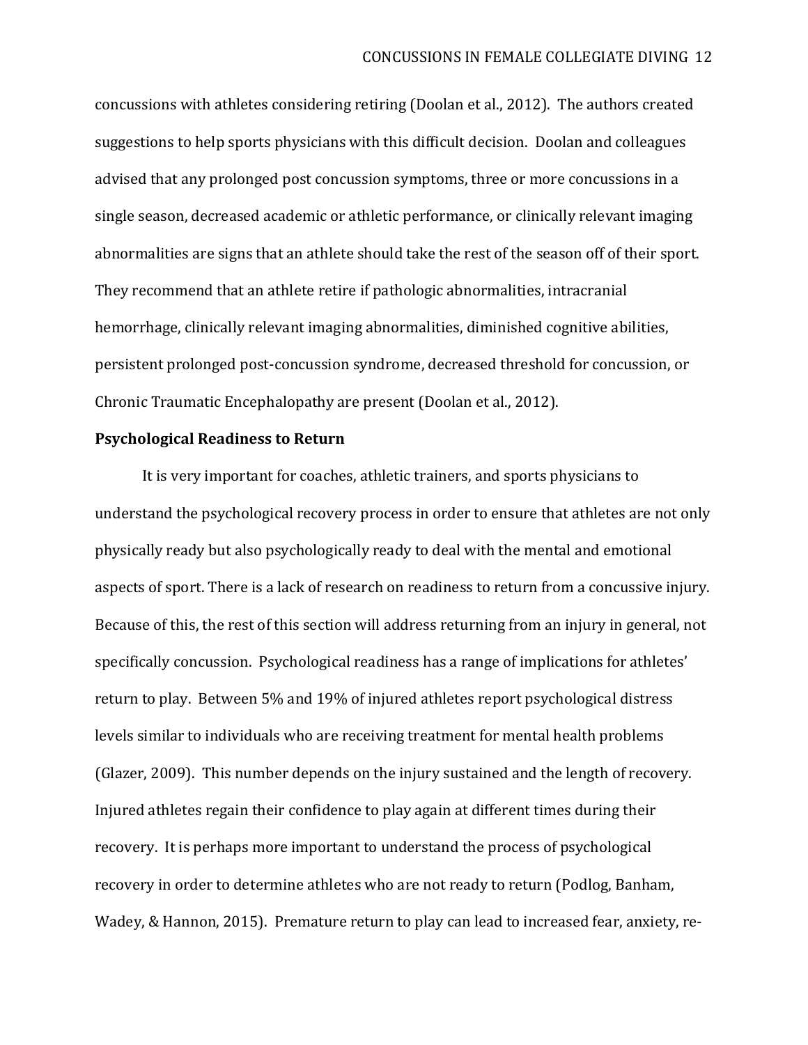concussions with athletes considering retiring (Doolan et al., 2012). The authors created suggestions to help sports physicians with this difficult decision. Doolan and colleagues advised that any prolonged post concussion symptoms, three or more concussions in a single season, decreased academic or athletic performance, or clinically relevant imaging abnormalities are signs that an athlete should take the rest of the season off of their sport. They recommend that an athlete retire if pathologic abnormalities, intracranial hemorrhage, clinically relevant imaging abnormalities, diminished cognitive abilities, persistent prolonged post-concussion syndrome, decreased threshold for concussion, or Chronic Traumatic Encephalopathy are present (Doolan et al., 2012).

**Psychological Readiness to Return**

It is very important for coaches, athletic trainers, and sports physicians to understand the psychological recovery process in order to ensure that athletes are not only physically ready but also psychologically ready to deal with the mental and emotional aspects of sport. There is a lack of research on readiness to return from a concussive injury. Because of this, the rest of this section will address returning from an injury in general, not specifically concussion. Psychological readiness has a range of implications for athletes' return to play. Between 5% and 19% of injured athletes report psychological distress levels similar to individuals who are receiving treatment for mental health problems (Glazer, 2009). This number depends on the injury sustained and the length of recovery. Injured athletes regain their confidence to play again at different times during their recovery. It is perhaps more important to understand the process of psychological recovery in order to determine athletes who are not ready to return (Podlog, Banham, Wadey, & Hannon, 2015). Premature return to play can lead to increased fear, anxiety, re-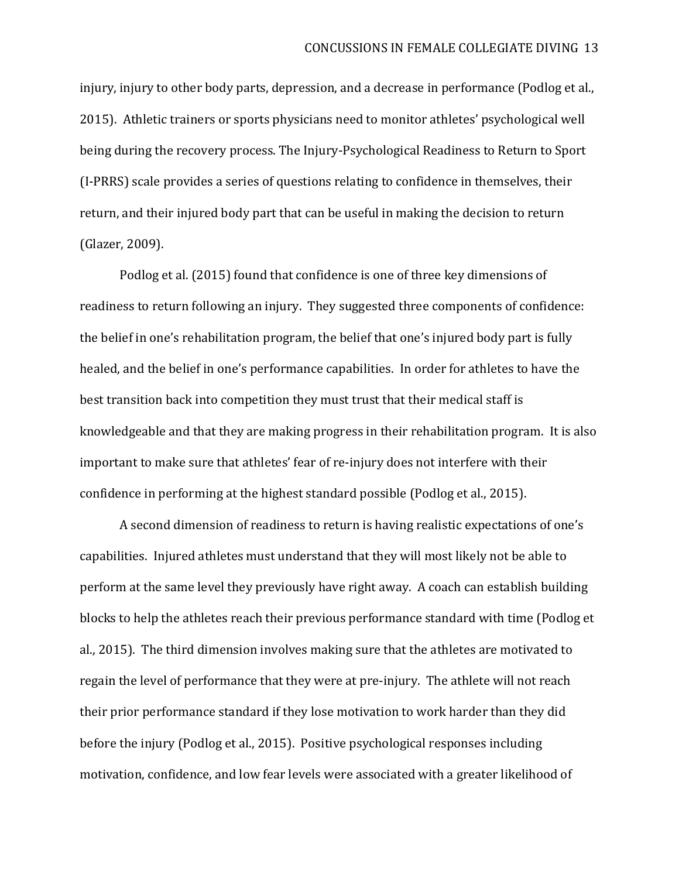injury, injury to other body parts, depression, and a decrease in performance (Podlog et al., 2015). Athletic trainers or sports physicians need to monitor athletes' psychological well being during the recovery process. The Injury-Psychological Readiness to Return to Sport (I-PRRS) scale provides a series of questions relating to confidence in themselves, their return, and their injured body part that can be useful in making the decision to return (Glazer, 2009).

Podlog et al. (2015) found that confidence is one of three key dimensions of readiness to return following an injury. They suggested three components of confidence: the belief in one's rehabilitation program, the belief that one's injured body part is fully healed, and the belief in one's performance capabilities. In order for athletes to have the best transition back into competition they must trust that their medical staff is knowledgeable and that they are making progress in their rehabilitation program. It is also important to make sure that athletes' fear of re-injury does not interfere with their confidence in performing at the highest standard possible (Podlog et al., 2015).

A second dimension of readiness to return is having realistic expectations of one's capabilities. Injured athletes must understand that they will most likely not be able to perform at the same level they previously have right away. A coach can establish building blocks to help the athletes reach their previous performance standard with time (Podlog et al., 2015). The third dimension involves making sure that the athletes are motivated to regain the level of performance that they were at pre-injury. The athlete will not reach their prior performance standard if they lose motivation to work harder than they did before the injury (Podlog et al., 2015). Positive psychological responses including motivation, confidence, and low fear levels were associated with a greater likelihood of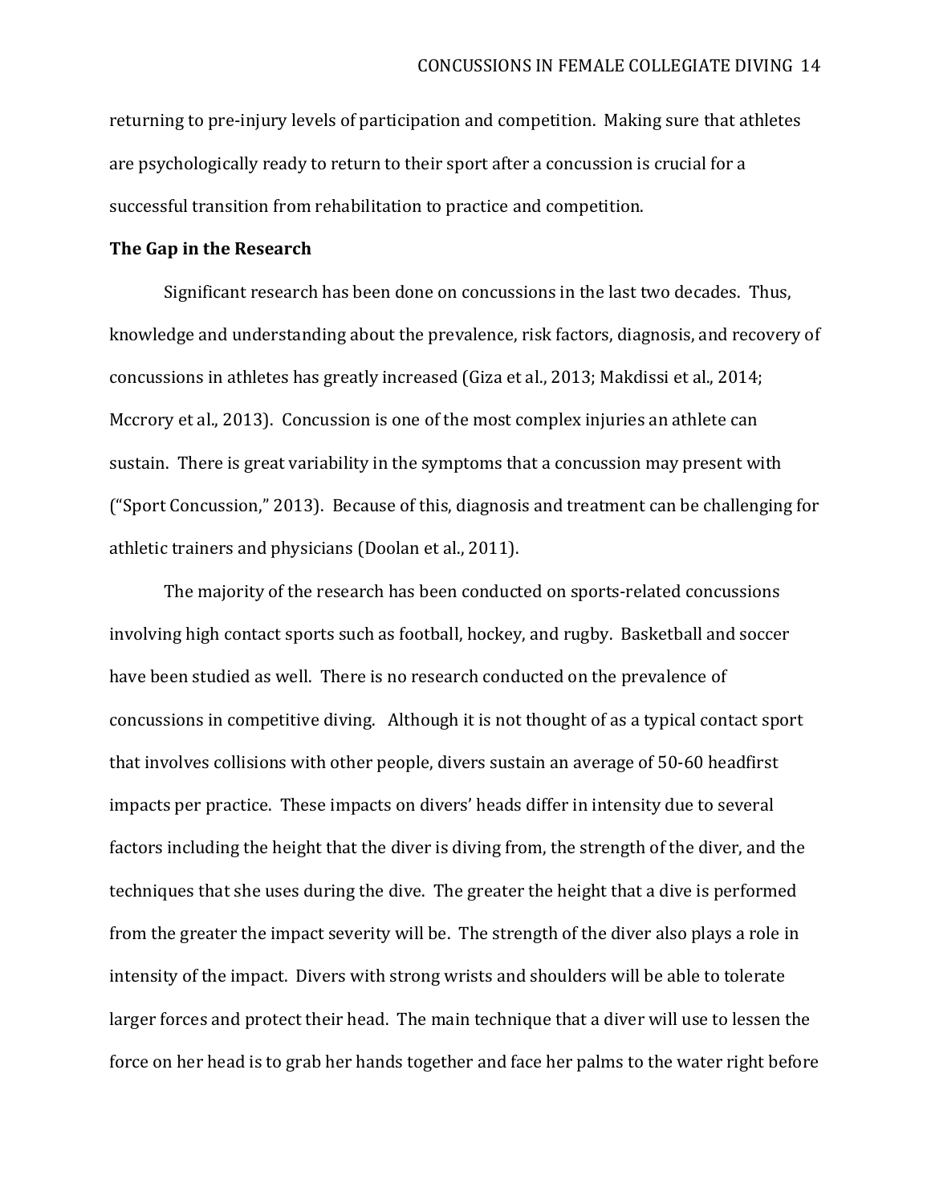returning to pre-injury levels of participation and competition. Making sure that athletes are psychologically ready to return to their sport after a concussion is crucial for a successful transition from rehabilitation to practice and competition.

**The Gap in the Research**

Significant research has been done on concussions in the last two decades. Thus, knowledge and understanding about the prevalence, risk factors, diagnosis, and recovery of concussions in athletes has greatly increased (Giza et al., 2013; Makdissi et al., 2014; Mccrory et al., 2013). Concussion is one of the most complex injuries an athlete can sustain. There is great variability in the symptoms that a concussion may present with ("Sport Concussion," 2013). Because of this, diagnosis and treatment can be challenging for athletic trainers and physicians (Doolan et al., 2011).

The majority of the research has been conducted on sports-related concussions involving high contact sports such as football, hockey, and rugby. Basketball and soccer have been studied as well. There is no research conducted on the prevalence of concussions in competitive diving. Although it is not thought of as a typical contact sport that involves collisions with other people, divers sustain an average of 50-60 headfirst impacts per practice. These impacts on divers' heads differ in intensity due to several factors including the height that the diver is diving from, the strength of the diver, and the techniques that she uses during the dive. The greater the height that a dive is performed from the greater the impact severity will be. The strength of the diver also plays a role in intensity of the impact. Divers with strong wrists and shoulders will be able to tolerate larger forces and protect their head. The main technique that a diver will use to lessen the force on her head is to grab her hands together and face her palms to the water right before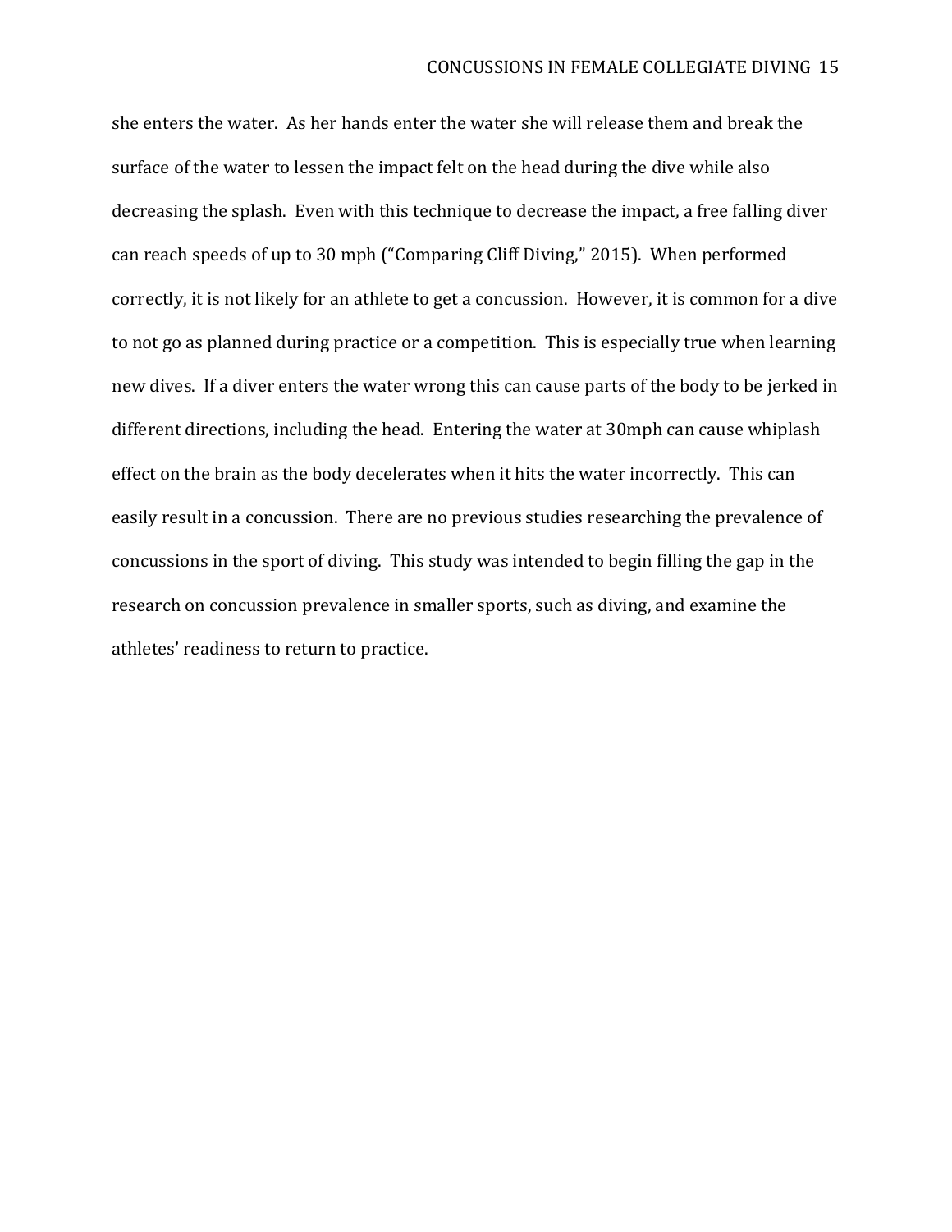she enters the water. As her hands enter the water she will release them and break the surface of the water to lessen the impact felt on the head during the dive while also decreasing the splash. Even with this technique to decrease the impact, a free falling diver can reach speeds of up to 30 mph ("Comparing Cliff Diving," 2015). When performed correctly, it is not likely for an athlete to get a concussion. However, it is common for a dive to not go as planned during practice or a competition. This is especially true when learning new dives. If a diver enters the water wrong this can cause parts of the body to be jerked in different directions, including the head. Entering the water at 30mph can cause whiplash effect on the brain as the body decelerates when it hits the water incorrectly. This can easily result in a concussion. There are no previous studies researching the prevalence of concussions in the sport of diving. This study was intended to begin filling the gap in the research on concussion prevalence in smaller sports, such as diving, and examine the athletes' readiness to return to practice.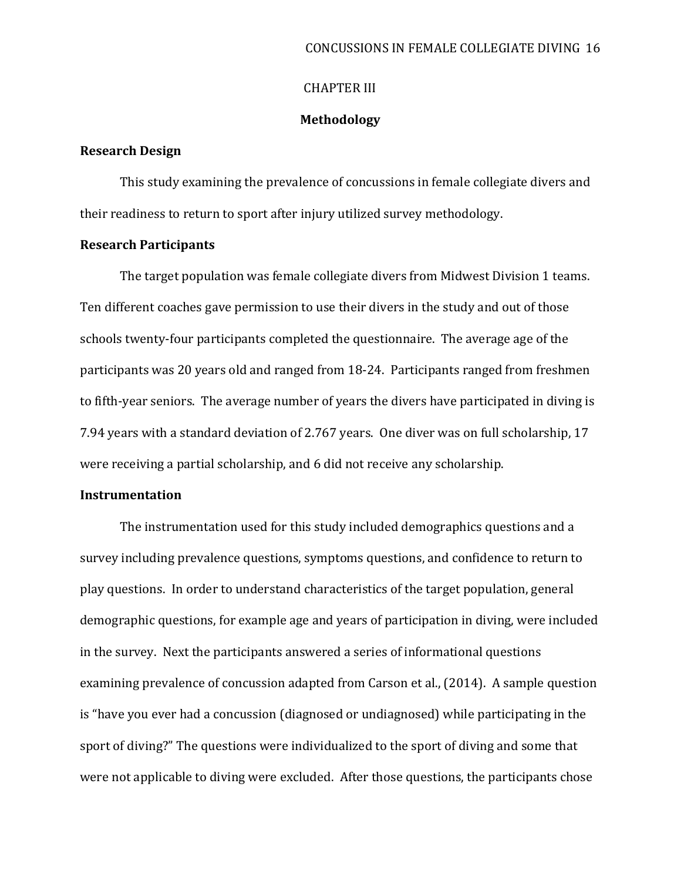# CHAPTER III

## Methodology

### Research Design

This study examining the prevalence of concussions in female collegiate divers and their readiness to return to sport after injury utilized survey methodology.

### Research Participants

The target population was female collegiate divers from Midwest Division 1 teams. Ten different coaches gave permission to use their divers in the study and out of those schools twenty-four participants completed the questionnaire. The average age of the participants was 20 years old and ranged from 18-24. Participants ranged from freshmen to fifth-year seniors. The average number of years the divers have participated in diving is 7.94 years with a standard deviation of 2.767 years. One diver was on full scholarship, 17 were receiving a partial scholarship, and 6 did not receive any scholarship.

### Instrumentation

The instrumentation used for this study included demographics questions and a survey including prevalence questions, symptoms questions, and confidence to return to play questions. In order to understand characteristics of the target population, general demographic questions, for example age and years of participation in diving, were included in the survey. Next the participants answered a series of informational questions examining prevalence of concussion adapted from Carson et al., (2014). A sample question is "have you ever had a concussion (diagnosed or undiagnosed) while participating in the sport of diving?" The questions were individualized to the sport of diving and some that were not applicable to diving were excluded. After those questions, the participants chose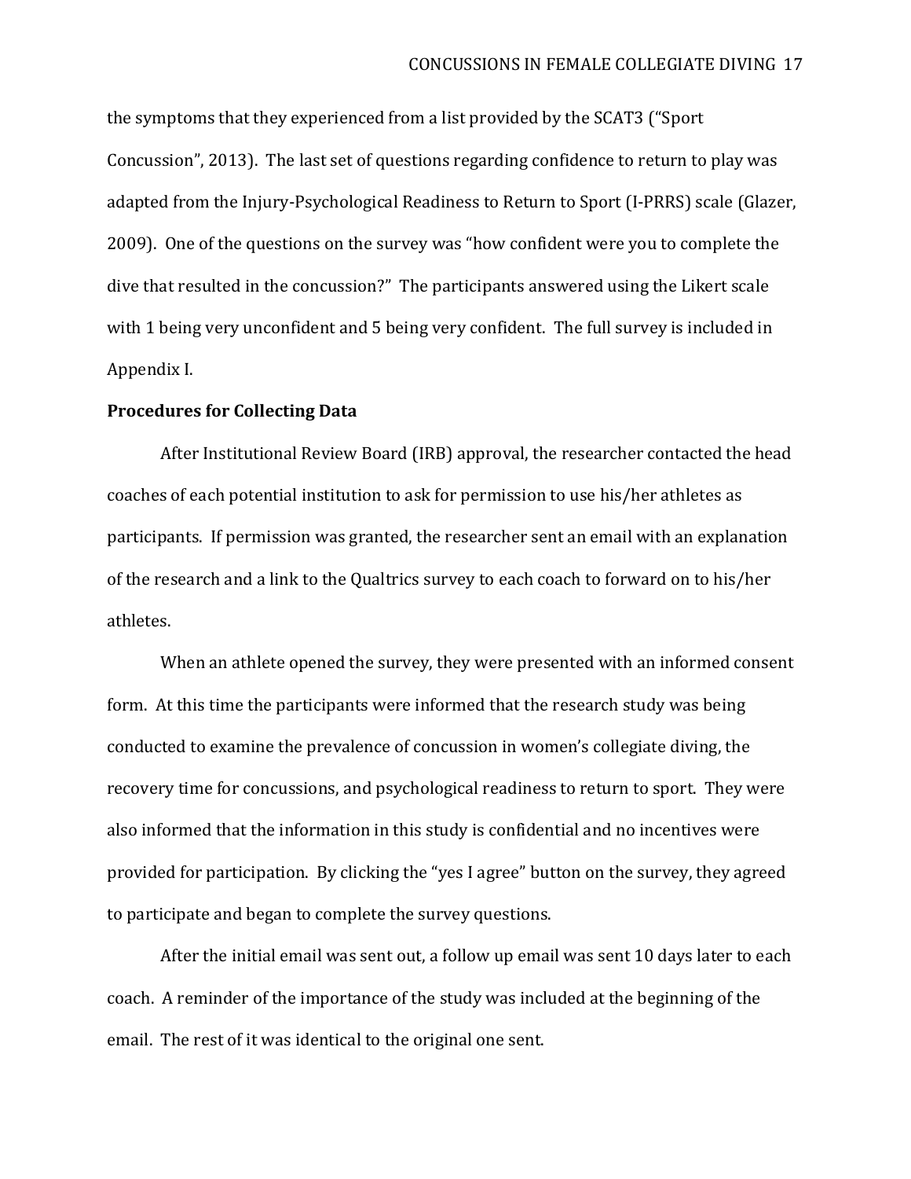the symptoms that they experienced from a list provided by the SCAT3 ("Sport Concussion", 2013). The last set of questions regarding confidence to return to play was adapted from the Injury-Psychological Readiness to Return to Sport (I-PRRS) scale (Glazer, 2009). One of the questions on the survey was "how confident were you to complete the dive that resulted in the concussion?" The participants answered using the Likert scale with 1 being very unconfident and 5 being very confident. The full survey is included in Appendix I.

**Procedures for Collecting Data**

After Institutional Review Board (IRB) approval, the researcher contacted the head coaches of each potential institution to ask for permission to use his/her athletes as participants. If permission was granted, the researcher sent an email with an explanation of the research and a link to the Qualtrics survey to each coach to forward on to his/her athletes.

When an athlete opened the survey, they were presented with an informed consent form. At this time the participants were informed that the research study was being conducted to examine the prevalence of concussion in women's collegiate diving, the recovery time for concussions, and psychological readiness to return to sport. They were also informed that the information in this study is confidential and no incentives were provided for participation. By clicking the "yes I agree" button on the survey, they agreed to participate and began to complete the survey questions.

After the initial email was sent out, a follow up email was sent 10 days later to each coach. A reminder of the importance of the study was included at the beginning of the email. The rest of it was identical to the original one sent.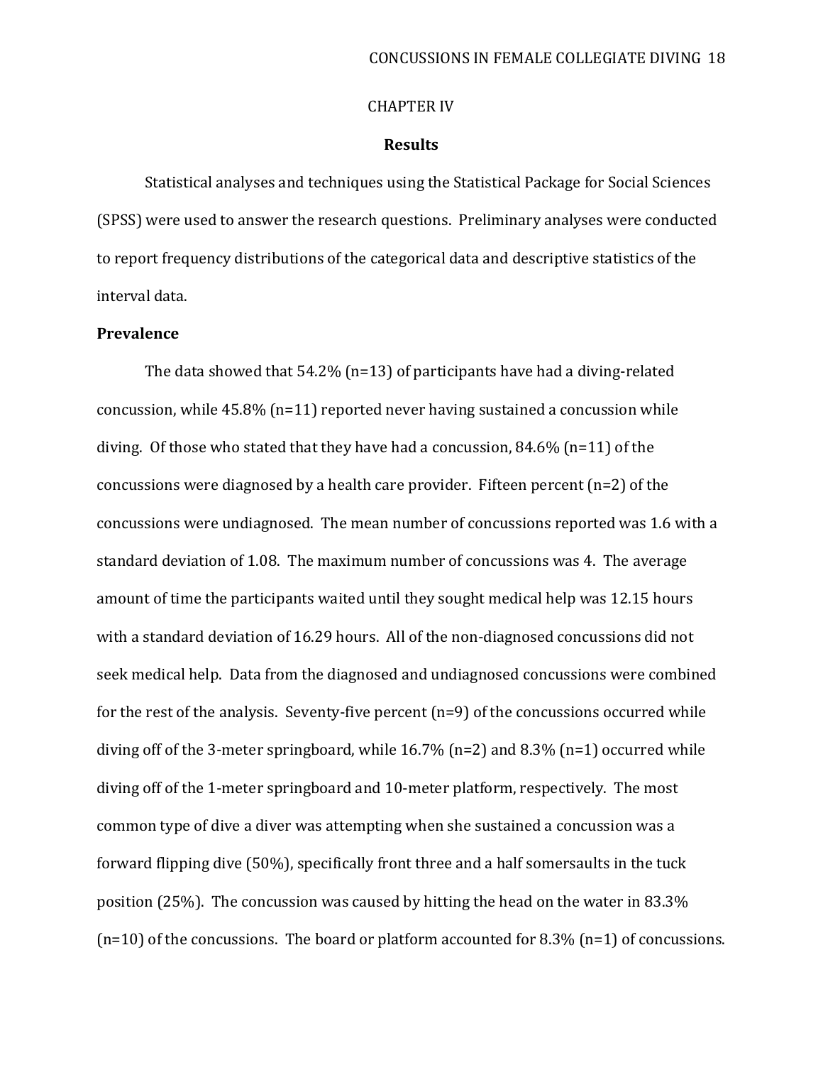CHAPTER IV

# Results

Statistical analyses and techniques using the Statistical Package for Social Sciences (SPSS) were used to answer the research questions. Preliminary analyses were conducted to report frequency distributions of the categorical data and descriptive statistics of the interval data.

## Prevalence

The data showed that 54.2% (n=13) of participants have had a diving-related concussion, while 45.8% (n=11) reported never having sustained a concussion while diving. Of those who stated that they have had a concussion, 84.6% (n=11) of the concussions were diagnosed by a health care provider. Fifteen percent (n=2) of the concussions were undiagnosed. The mean number of concussions reported was 1.6 with a standard deviation of 1.08. The maximum number of concussions was 4. The average amount of time the participants waited until they sought medical help was 12.15 hours with a standard deviation of 16.29 hours. All of the non-diagnosed concussions did not seek medical help. Data from the diagnosed and undiagnosed concussions were combined for the rest of the analysis. Seventy-five percent (n=9) of the concussions occurred while diving off of the 3-meter springboard, while 16.7% (n=2) and 8.3% (n=1) occurred while diving off of the 1-meter springboard and 10-meter platform, respectively. The most common type of dive a diver was attempting when she sustained a concussion was a forward flipping dive (50%), specifically front three and a half somersaults in the tuck position (25%). The concussion was caused by hitting the head on the water in 83.3% (n=10) of the concussions. The board or platform accounted for 8.3% (n=1) of concussions.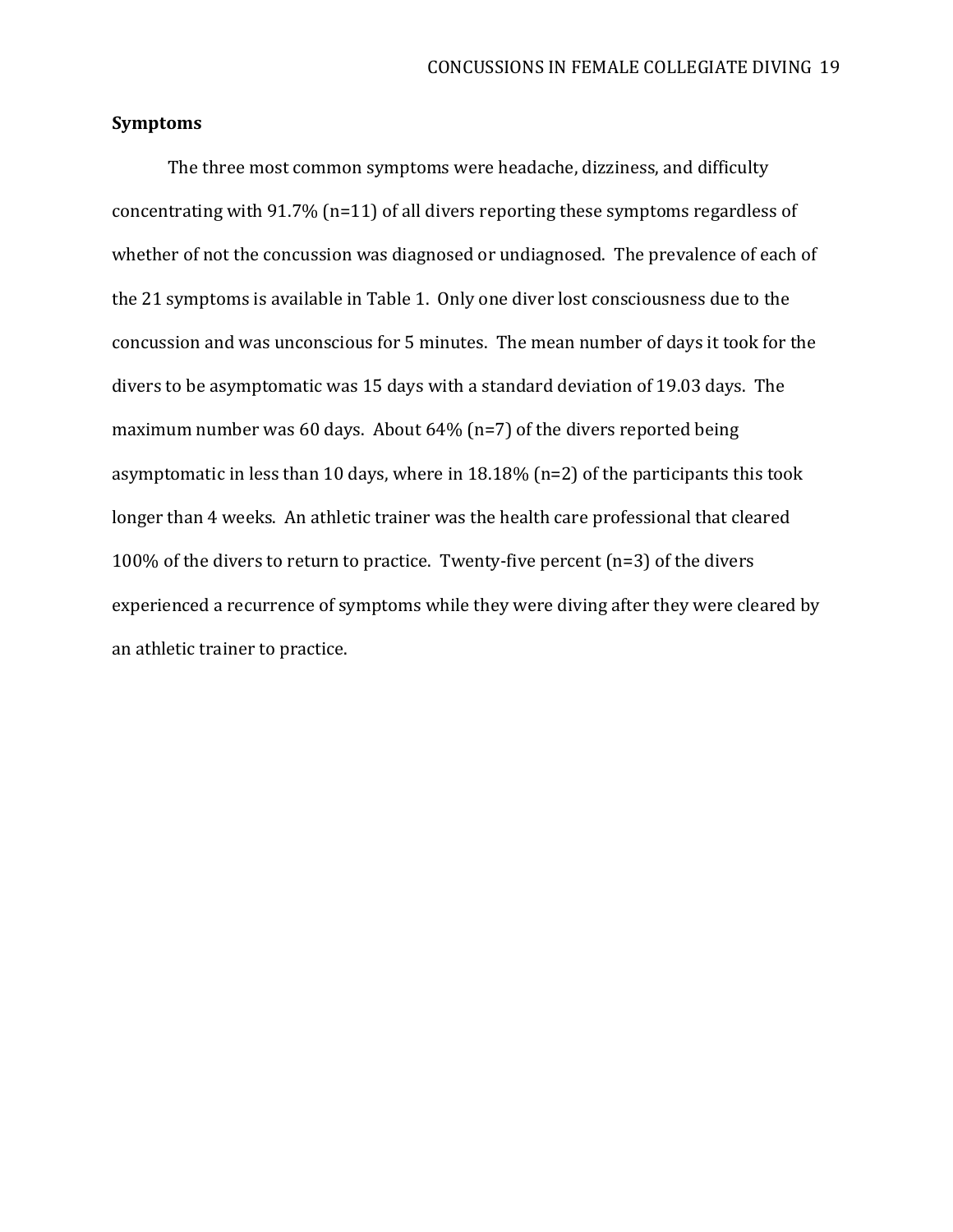**Symptoms**

The three most common symptoms were headache, dizziness, and difficulty concentrating with 91.7% (n=11) of all divers reporting these symptoms regardless of whether of not the concussion was diagnosed or undiagnosed. The prevalence of each of the 21 symptoms is available in Table 1. Only one diver lost consciousness due to the concussion and was unconscious for 5 minutes. The mean number of days it took for the divers to be asymptomatic was 15 days with a standard deviation of 19.03 days. The maximum number was 60 days. About 64% (n=7) of the divers reported being asymptomatic in less than 10 days, where in 18.18% (n=2) of the participants this took longer than 4 weeks. An athletic trainer was the health care professional that cleared 100% of the divers to return to practice. Twenty-five percent (n=3) of the divers experienced a recurrence of symptoms while they were diving after they were cleared by an athletic trainer to practice.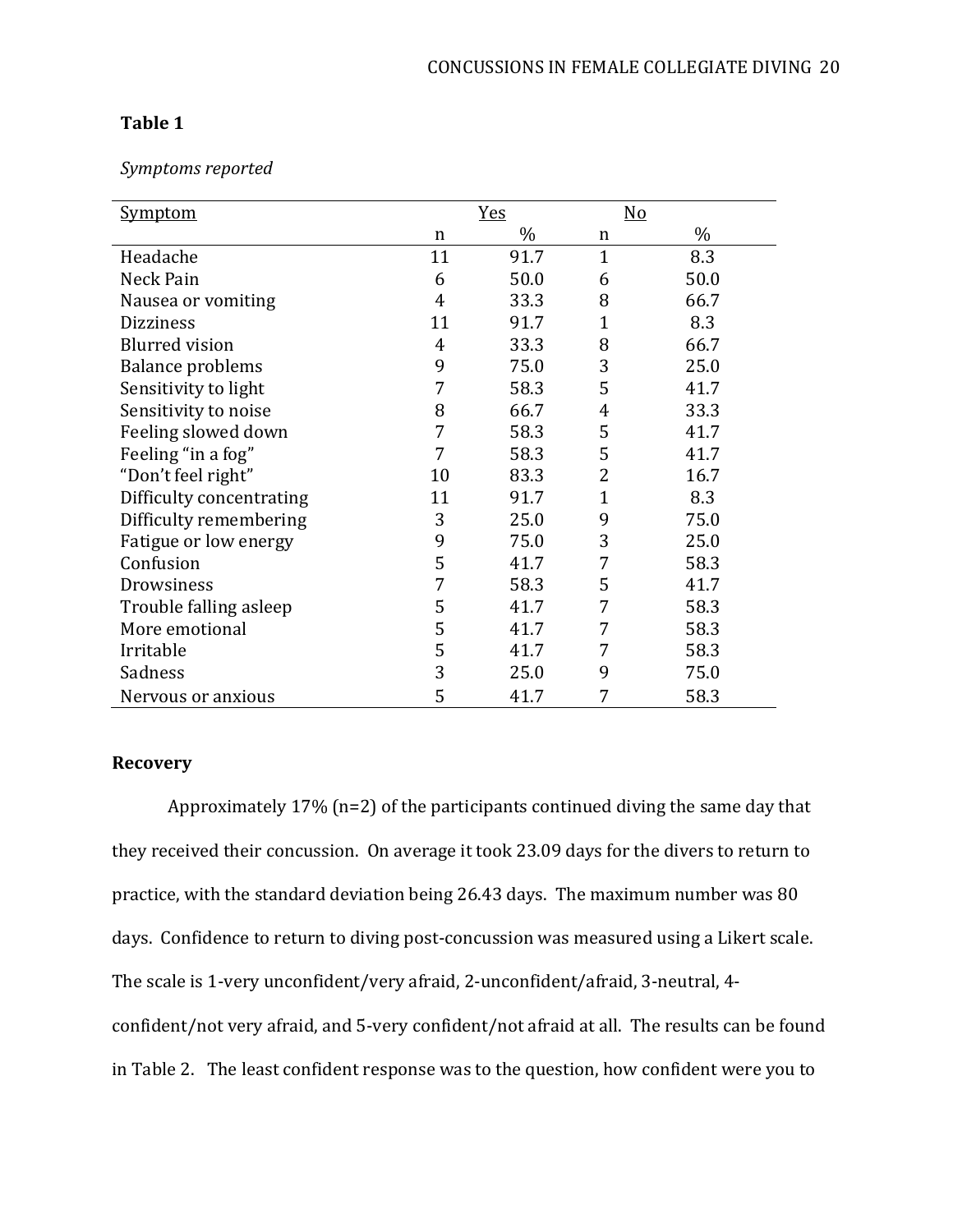**Table 1**

*Symptoms reported*

| Symptom | Yes | | No | |
|---|---|---|---|---|
| | n | % | n | % |
| Headache | 11 | 91.7 | 1 | 8.3 |
| Neck Pain | 6 | 50.0 | 6 | 50.0 |
| Nausea or vomiting | 4 | 33.3 | 8 | 66.7 |
| Dizziness | 11 | 91.7 | 1 | 8.3 |
| Blurred vision | 4 | 33.3 | 8 | 66.7 |
| Balance problems | 9 | 75.0 | 3 | 25.0 |
| Sensitivity to light | 7 | 58.3 | 5 | 41.7 |
| Sensitivity to noise | 8 | 66.7 | 4 | 33.3 |
| Feeling slowed down | 7 | 58.3 | 5 | 41.7 |
| Feeling "in a fog" | 7 | 58.3 | 5 | 41.7 |
| "Don't feel right" | 10 | 83.3 | 2 | 16.7 |
| Difficulty concentrating | 11 | 91.7 | 1 | 8.3 |
| Difficulty remembering | 3 | 25.0 | 9 | 75.0 |
| Fatigue or low energy | 9 | 75.0 | 3 | 25.0 |
| Confusion | 5 | 41.7 | 7 | 58.3 |
| Drowsiness | 7 | 58.3 | 5 | 41.7 |
| Trouble falling asleep | 5 | 41.7 | 7 | 58.3 |
| More emotional | 5 | 41.7 | 7 | 58.3 |
| Irritable | 5 | 41.7 | 7 | 58.3 |
| Sadness | 3 | 25.0 | 9 | 75.0 |
| Nervous or anxious | 5 | 41.7 | 7 | 58.3 |

## Recovery

Approximately 17% (n=2) of the participants continued diving the same day that they received their concussion. On average it took 23.09 days for the divers to return to practice, with the standard deviation being 26.43 days. The maximum number was 80 days. Confidence to return to diving post-concussion was measured using a Likert scale. The scale is 1-very unconfident/very afraid, 2-unconfident/afraid, 3-neutral, 4-confident/not very afraid, and 5-very confident/not afraid at all. The results can be found in Table 2. The least confident response was to the question, how confident were you to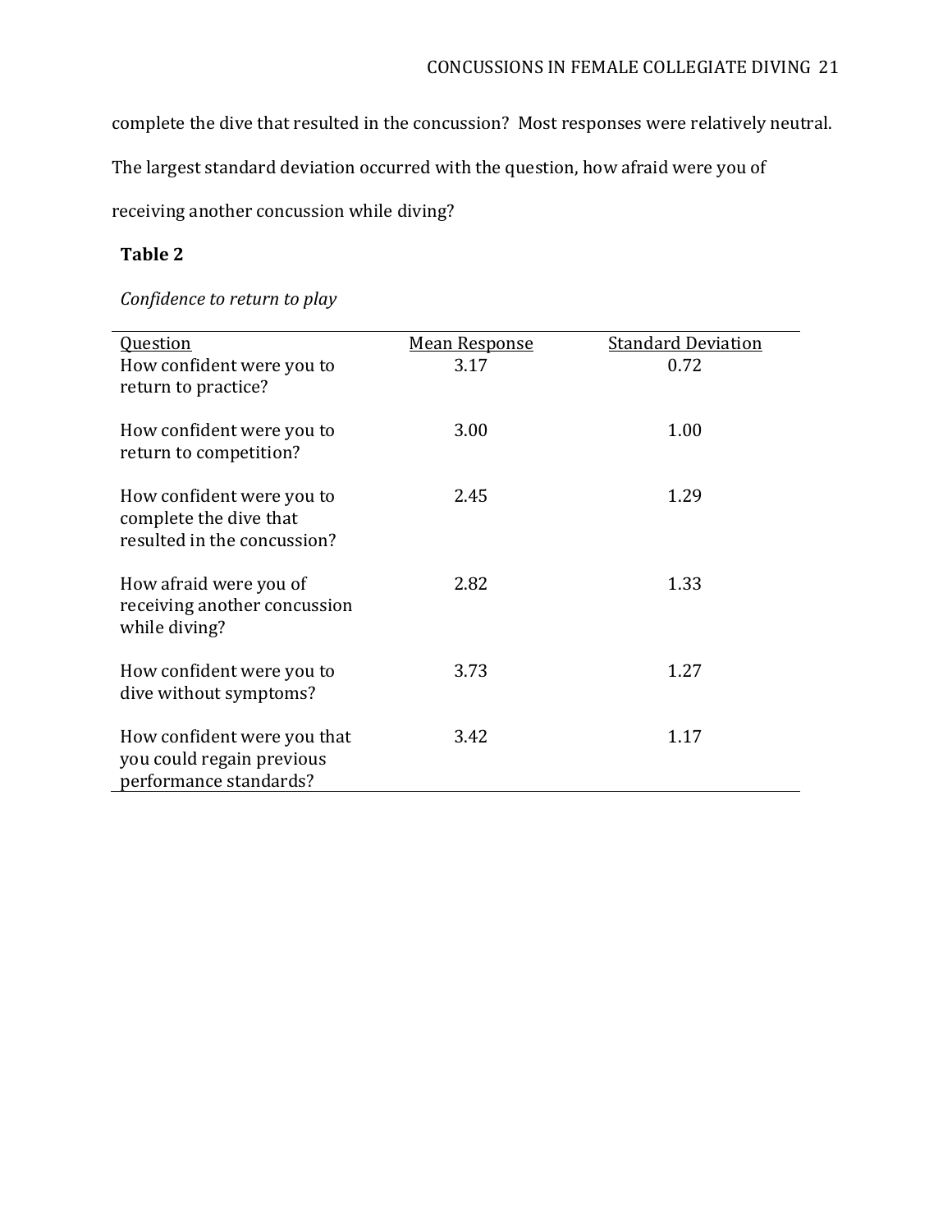complete the dive that resulted in the concussion? Most responses were relatively neutral. The largest standard deviation occurred with the question, how afraid were you of receiving another concussion while diving?

**Table 2**

*Confidence to return to play*

| Question | Mean Response | Standard Deviation |
|---|---|---|
| How confident were you to return to practice? | 3.17 | 0.72 |
| How confident were you to return to competition? | 3.00 | 1.00 |
| How confident were you to complete the dive that resulted in the concussion? | 2.45 | 1.29 |
| How afraid were you of receiving another concussion while diving? | 2.82 | 1.33 |
| How confident were you to dive without symptoms? | 3.73 | 1.27 |
| How confident were you that you could regain previous performance standards? | 3.42 | 1.17 |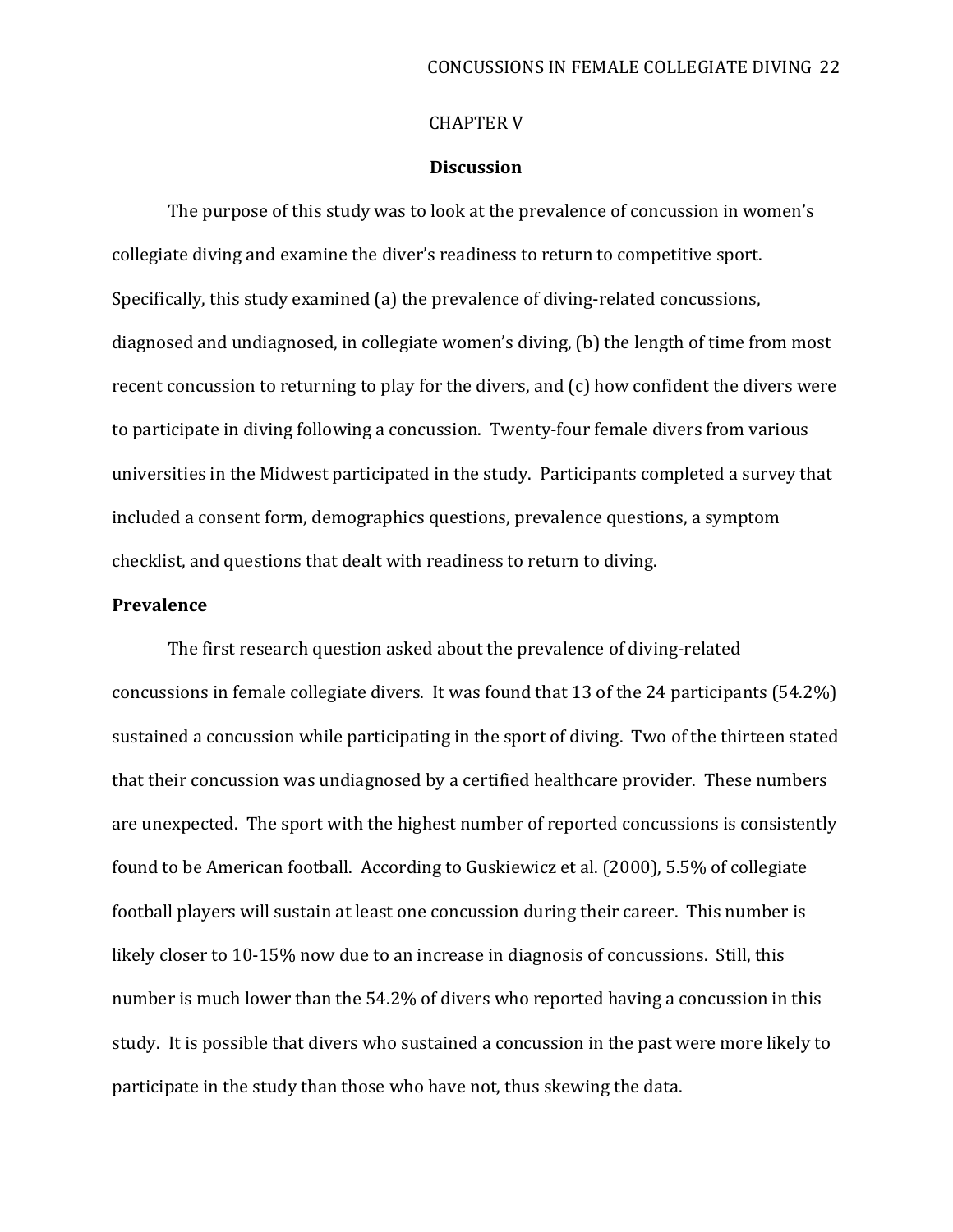CHAPTER V

# Discussion

The purpose of this study was to look at the prevalence of concussion in women's collegiate diving and examine the diver's readiness to return to competitive sport. Specifically, this study examined (a) the prevalence of diving-related concussions, diagnosed and undiagnosed, in collegiate women's diving, (b) the length of time from most recent concussion to returning to play for the divers, and (c) how confident the divers were to participate in diving following a concussion. Twenty-four female divers from various universities in the Midwest participated in the study. Participants completed a survey that included a consent form, demographics questions, prevalence questions, a symptom checklist, and questions that dealt with readiness to return to diving.

## Prevalence

The first research question asked about the prevalence of diving-related concussions in female collegiate divers. It was found that 13 of the 24 participants (54.2%) sustained a concussion while participating in the sport of diving. Two of the thirteen stated that their concussion was undiagnosed by a certified healthcare provider. These numbers are unexpected. The sport with the highest number of reported concussions is consistently found to be American football. According to Guskiewicz et al. (2000), 5.5% of collegiate football players will sustain at least one concussion during their career. This number is likely closer to 10-15% now due to an increase in diagnosis of concussions. Still, this number is much lower than the 54.2% of divers who reported having a concussion in this study. It is possible that divers who sustained a concussion in the past were more likely to participate in the study than those who have not, thus skewing the data.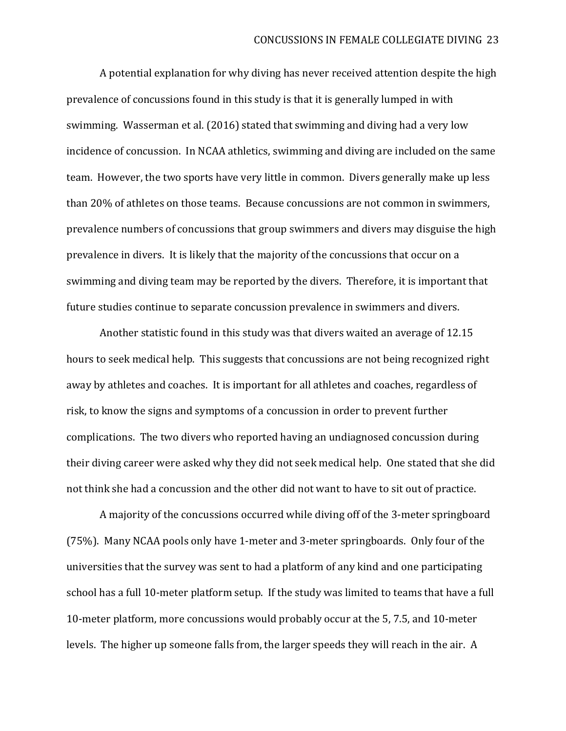A potential explanation for why diving has never received attention despite the high prevalence of concussions found in this study is that it is generally lumped in with swimming. Wasserman et al. (2016) stated that swimming and diving had a very low incidence of concussion. In NCAA athletics, swimming and diving are included on the same team. However, the two sports have very little in common. Divers generally make up less than 20% of athletes on those teams. Because concussions are not common in swimmers, prevalence numbers of concussions that group swimmers and divers may disguise the high prevalence in divers. It is likely that the majority of the concussions that occur on a swimming and diving team may be reported by the divers. Therefore, it is important that future studies continue to separate concussion prevalence in swimmers and divers.

Another statistic found in this study was that divers waited an average of 12.15 hours to seek medical help. This suggests that concussions are not being recognized right away by athletes and coaches. It is important for all athletes and coaches, regardless of risk, to know the signs and symptoms of a concussion in order to prevent further complications. The two divers who reported having an undiagnosed concussion during their diving career were asked why they did not seek medical help. One stated that she did not think she had a concussion and the other did not want to have to sit out of practice.

A majority of the concussions occurred while diving off of the 3-meter springboard (75%). Many NCAA pools only have 1-meter and 3-meter springboards. Only four of the universities that the survey was sent to had a platform of any kind and one participating school has a full 10-meter platform setup. If the study was limited to teams that have a full 10-meter platform, more concussions would probably occur at the 5, 7.5, and 10-meter levels. The higher up someone falls from, the larger speeds they will reach in the air. A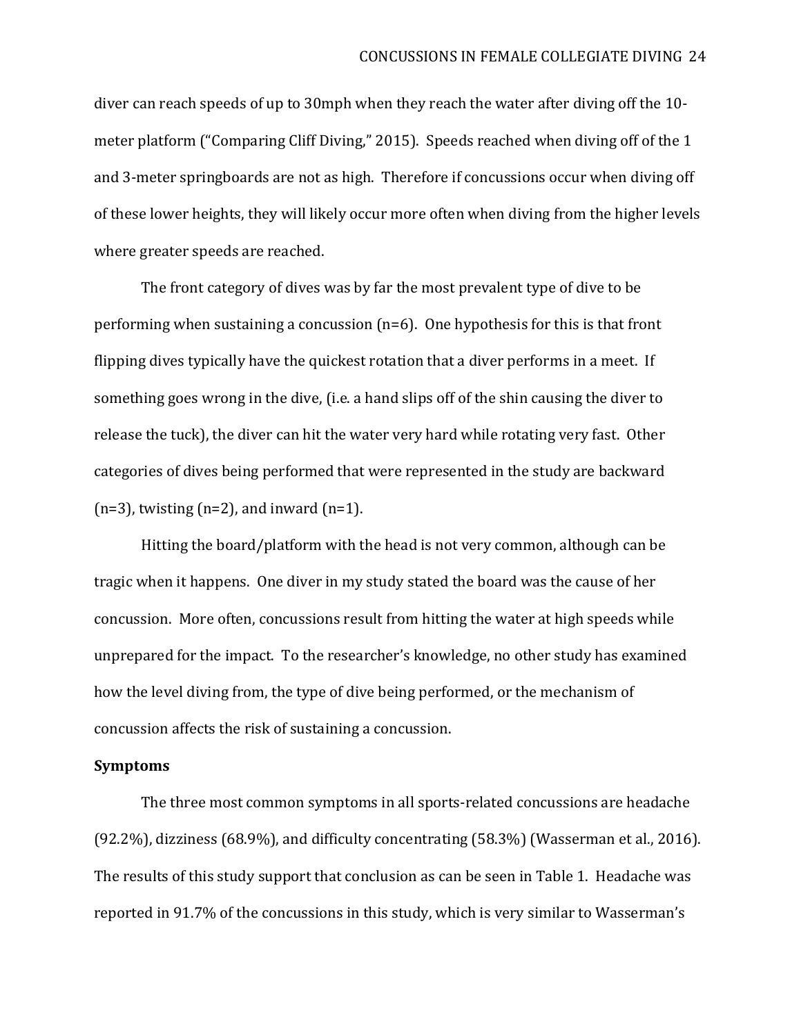diver can reach speeds of up to 30mph when they reach the water after diving off the 10-meter platform ("Comparing Cliff Diving," 2015). Speeds reached when diving off of the 1 and 3-meter springboards are not as high. Therefore if concussions occur when diving off of these lower heights, they will likely occur more often when diving from the higher levels where greater speeds are reached.

The front category of dives was by far the most prevalent type of dive to be performing when sustaining a concussion (n=6). One hypothesis for this is that front flipping dives typically have the quickest rotation that a diver performs in a meet. If something goes wrong in the dive, (i.e. a hand slips off of the shin causing the diver to release the tuck), the diver can hit the water very hard while rotating very fast. Other categories of dives being performed that were represented in the study are backward (n=3), twisting (n=2), and inward (n=1).

Hitting the board/platform with the head is not very common, although can be tragic when it happens. One diver in my study stated the board was the cause of her concussion. More often, concussions result from hitting the water at high speeds while unprepared for the impact. To the researcher's knowledge, no other study has examined how the level diving from, the type of dive being performed, or the mechanism of concussion affects the risk of sustaining a concussion.

**Symptoms**

The three most common symptoms in all sports-related concussions are headache (92.2%), dizziness (68.9%), and difficulty concentrating (58.3%) (Wasserman et al., 2016). The results of this study support that conclusion as can be seen in Table 1. Headache was reported in 91.7% of the concussions in this study, which is very similar to Wasserman's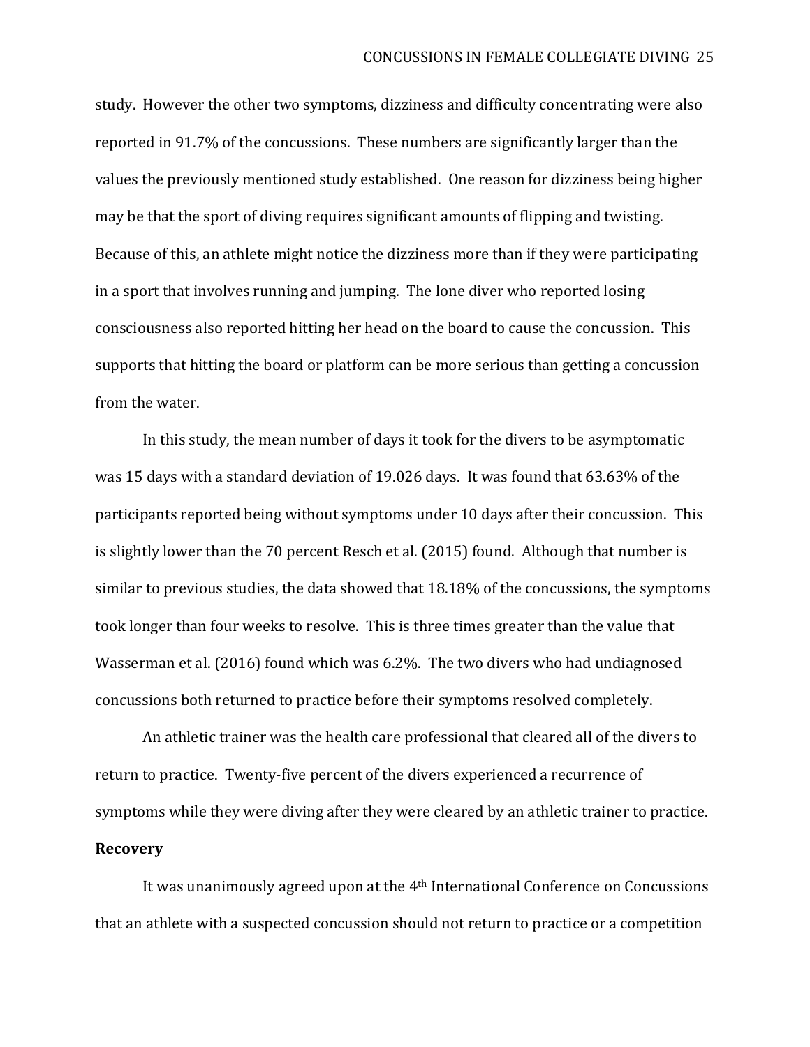study. However the other two symptoms, dizziness and difficulty concentrating were also reported in 91.7% of the concussions. These numbers are significantly larger than the values the previously mentioned study established. One reason for dizziness being higher may be that the sport of diving requires significant amounts of flipping and twisting. Because of this, an athlete might notice the dizziness more than if they were participating in a sport that involves running and jumping. The lone diver who reported losing consciousness also reported hitting her head on the board to cause the concussion. This supports that hitting the board or platform can be more serious than getting a concussion from the water.

In this study, the mean number of days it took for the divers to be asymptomatic was 15 days with a standard deviation of 19.026 days. It was found that 63.63% of the participants reported being without symptoms under 10 days after their concussion. This is slightly lower than the 70 percent Resch et al. (2015) found. Although that number is similar to previous studies, the data showed that 18.18% of the concussions, the symptoms took longer than four weeks to resolve. This is three times greater than the value that Wasserman et al. (2016) found which was 6.2%. The two divers who had undiagnosed concussions both returned to practice before their symptoms resolved completely.

An athletic trainer was the health care professional that cleared all of the divers to return to practice. Twenty-five percent of the divers experienced a recurrence of symptoms while they were diving after they were cleared by an athletic trainer to practice.

**Recovery**

It was unanimously agreed upon at the 4th International Conference on Concussions that an athlete with a suspected concussion should not return to practice or a competition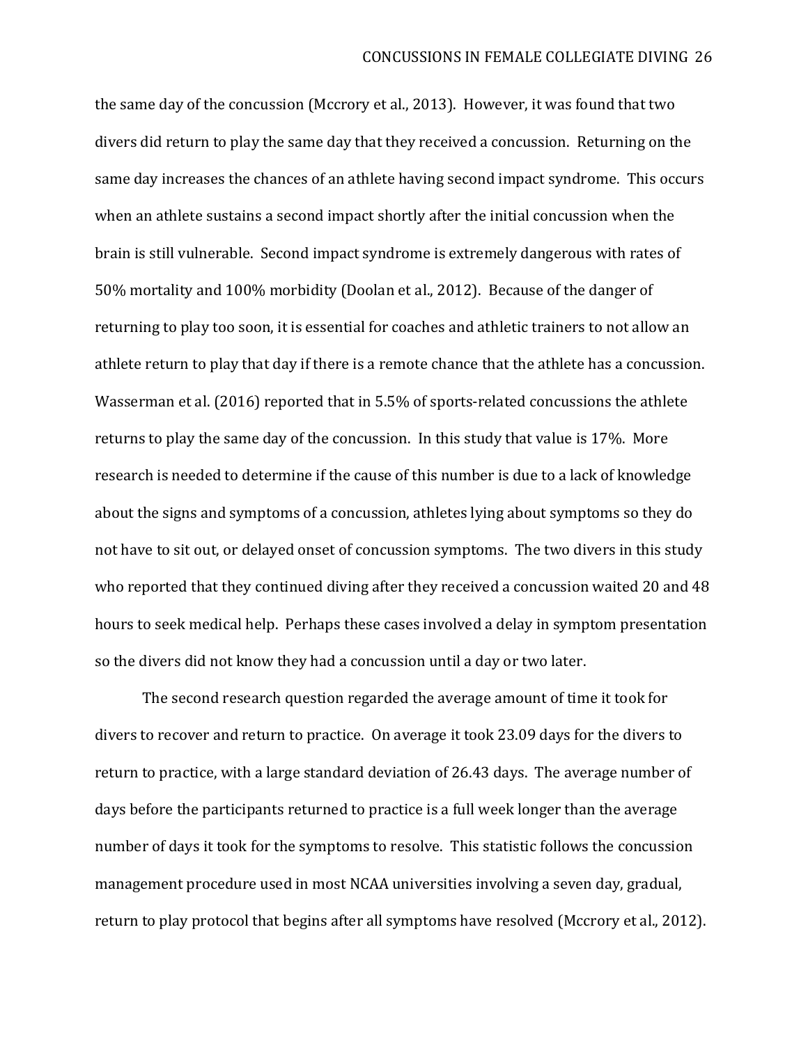the same day of the concussion (Mccrory et al., 2013). However, it was found that two divers did return to play the same day that they received a concussion. Returning on the same day increases the chances of an athlete having second impact syndrome. This occurs when an athlete sustains a second impact shortly after the initial concussion when the brain is still vulnerable. Second impact syndrome is extremely dangerous with rates of 50% mortality and 100% morbidity (Doolan et al., 2012). Because of the danger of returning to play too soon, it is essential for coaches and athletic trainers to not allow an athlete return to play that day if there is a remote chance that the athlete has a concussion. Wasserman et al. (2016) reported that in 5.5% of sports-related concussions the athlete returns to play the same day of the concussion. In this study that value is 17%. More research is needed to determine if the cause of this number is due to a lack of knowledge about the signs and symptoms of a concussion, athletes lying about symptoms so they do not have to sit out, or delayed onset of concussion symptoms. The two divers in this study who reported that they continued diving after they received a concussion waited 20 and 48 hours to seek medical help. Perhaps these cases involved a delay in symptom presentation so the divers did not know they had a concussion until a day or two later.

The second research question regarded the average amount of time it took for divers to recover and return to practice. On average it took 23.09 days for the divers to return to practice, with a large standard deviation of 26.43 days. The average number of days before the participants returned to practice is a full week longer than the average number of days it took for the symptoms to resolve. This statistic follows the concussion management procedure used in most NCAA universities involving a seven day, gradual, return to play protocol that begins after all symptoms have resolved (Mccrory et al., 2012).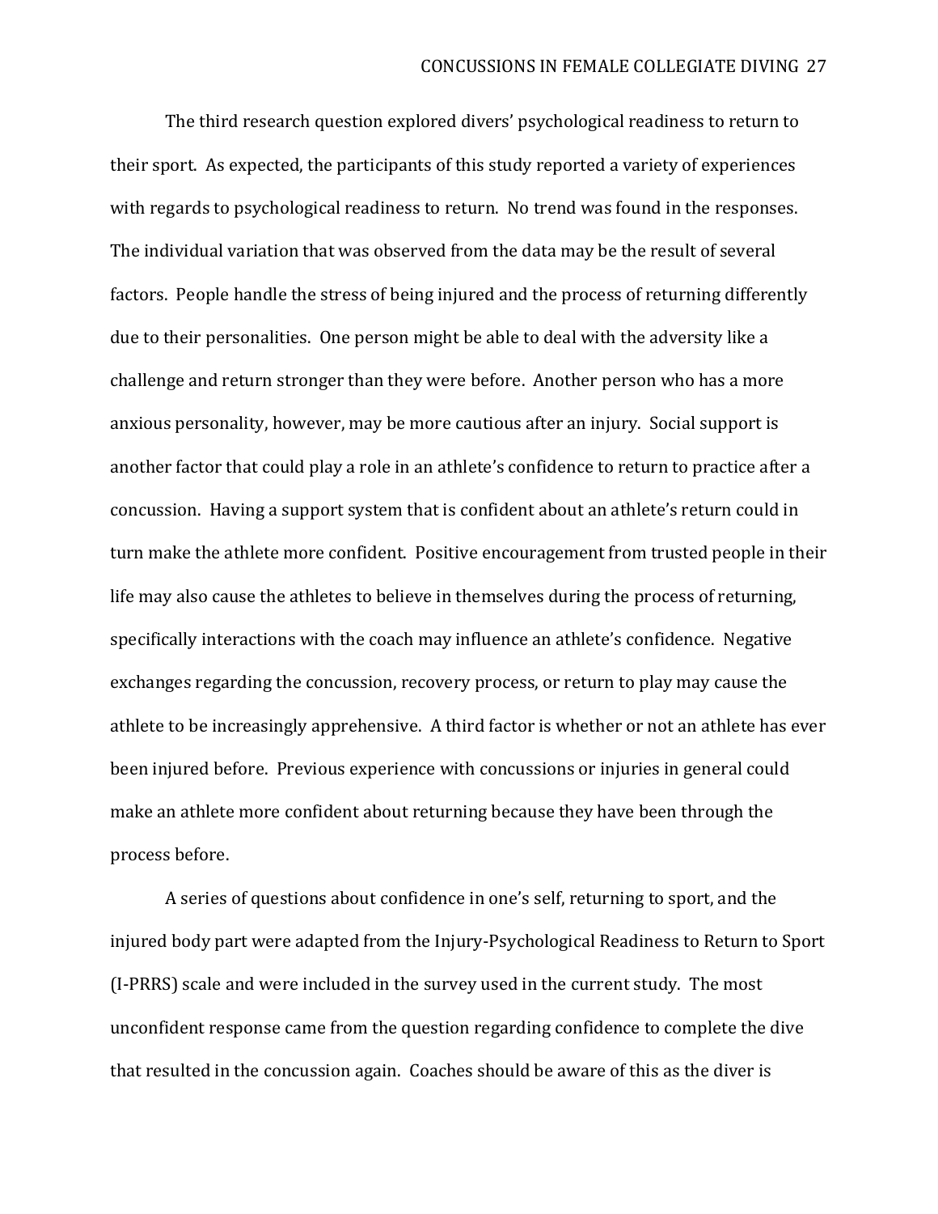The third research question explored divers' psychological readiness to return to their sport. As expected, the participants of this study reported a variety of experiences with regards to psychological readiness to return. No trend was found in the responses. The individual variation that was observed from the data may be the result of several factors. People handle the stress of being injured and the process of returning differently due to their personalities. One person might be able to deal with the adversity like a challenge and return stronger than they were before. Another person who has a more anxious personality, however, may be more cautious after an injury. Social support is another factor that could play a role in an athlete's confidence to return to practice after a concussion. Having a support system that is confident about an athlete's return could in turn make the athlete more confident. Positive encouragement from trusted people in their life may also cause the athletes to believe in themselves during the process of returning, specifically interactions with the coach may influence an athlete's confidence. Negative exchanges regarding the concussion, recovery process, or return to play may cause the athlete to be increasingly apprehensive. A third factor is whether or not an athlete has ever been injured before. Previous experience with concussions or injuries in general could make an athlete more confident about returning because they have been through the process before.

A series of questions about confidence in one's self, returning to sport, and the injured body part were adapted from the Injury-Psychological Readiness to Return to Sport (I-PRRS) scale and were included in the survey used in the current study. The most unconfident response came from the question regarding confidence to complete the dive that resulted in the concussion again. Coaches should be aware of this as the diver is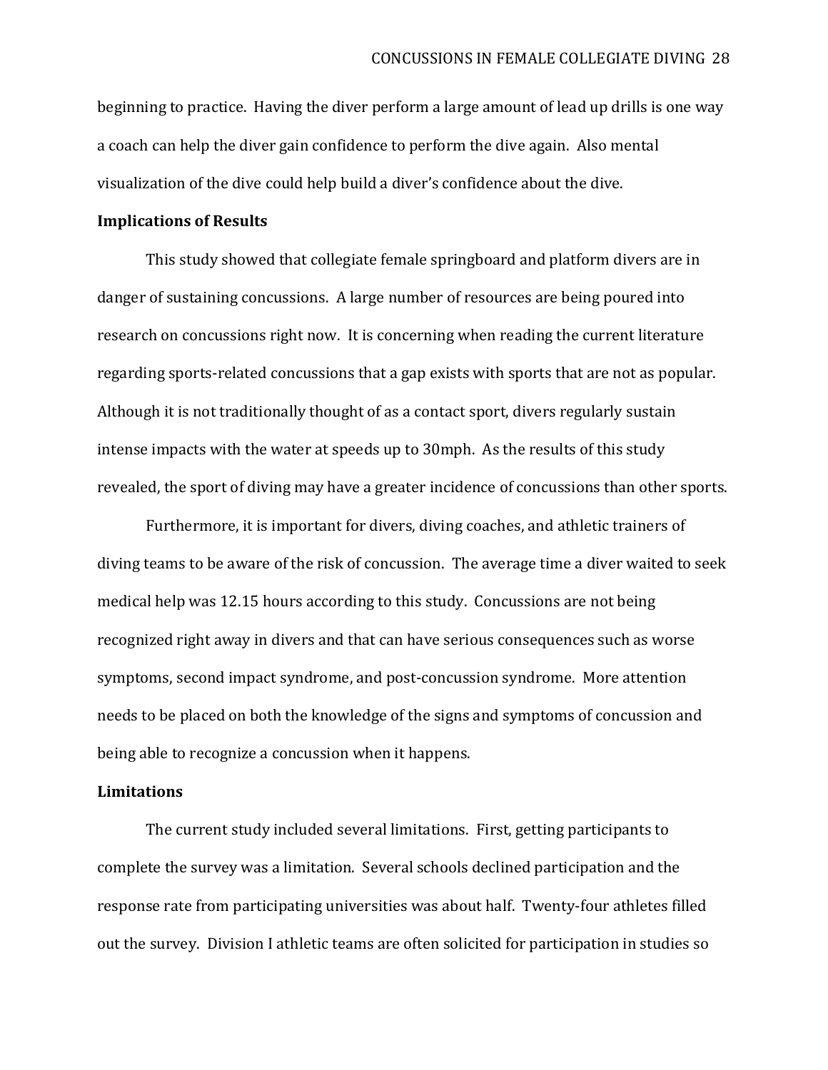beginning to practice. Having the diver perform a large amount of lead up drills is one way a coach can help the diver gain confidence to perform the dive again. Also mental visualization of the dive could help build a diver's confidence about the dive.

**Implications of Results**

This study showed that collegiate female springboard and platform divers are in danger of sustaining concussions. A large number of resources are being poured into research on concussions right now. It is concerning when reading the current literature regarding sports-related concussions that a gap exists with sports that are not as popular. Although it is not traditionally thought of as a contact sport, divers regularly sustain intense impacts with the water at speeds up to 30mph. As the results of this study revealed, the sport of diving may have a greater incidence of concussions than other sports.

Furthermore, it is important for divers, diving coaches, and athletic trainers of diving teams to be aware of the risk of concussion. The average time a diver waited to seek medical help was 12.15 hours according to this study. Concussions are not being recognized right away in divers and that can have serious consequences such as worse symptoms, second impact syndrome, and post-concussion syndrome. More attention needs to be placed on both the knowledge of the signs and symptoms of concussion and being able to recognize a concussion when it happens.

**Limitations**

The current study included several limitations. First, getting participants to complete the survey was a limitation. Several schools declined participation and the response rate from participating universities was about half. Twenty-four athletes filled out the survey. Division I athletic teams are often solicited for participation in studies so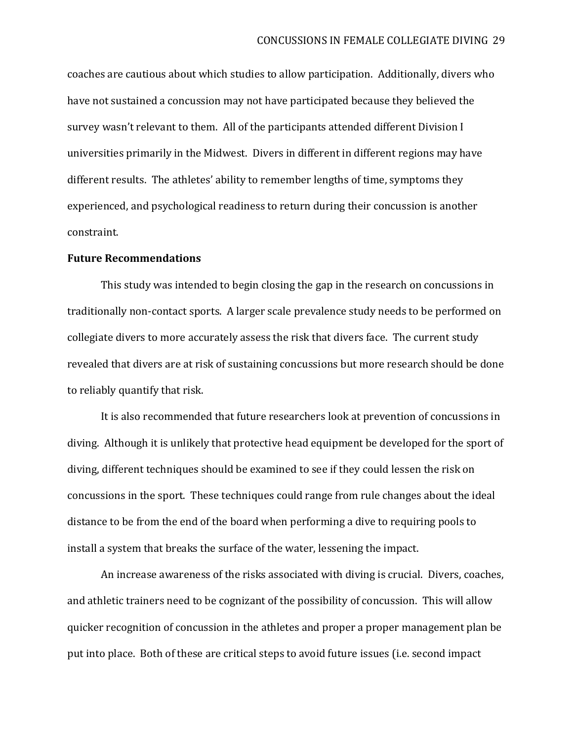coaches are cautious about which studies to allow participation. Additionally, divers who have not sustained a concussion may not have participated because they believed the survey wasn't relevant to them. All of the participants attended different Division I universities primarily in the Midwest. Divers in different in different regions may have different results. The athletes' ability to remember lengths of time, symptoms they experienced, and psychological readiness to return during their concussion is another constraint.

**Future Recommendations**

This study was intended to begin closing the gap in the research on concussions in traditionally non-contact sports. A larger scale prevalence study needs to be performed on collegiate divers to more accurately assess the risk that divers face. The current study revealed that divers are at risk of sustaining concussions but more research should be done to reliably quantify that risk.

It is also recommended that future researchers look at prevention of concussions in diving. Although it is unlikely that protective head equipment be developed for the sport of diving, different techniques should be examined to see if they could lessen the risk on concussions in the sport. These techniques could range from rule changes about the ideal distance to be from the end of the board when performing a dive to requiring pools to install a system that breaks the surface of the water, lessening the impact.

An increase awareness of the risks associated with diving is crucial. Divers, coaches, and athletic trainers need to be cognizant of the possibility of concussion. This will allow quicker recognition of concussion in the athletes and proper a proper management plan be put into place. Both of these are critical steps to avoid future issues (i.e. second impact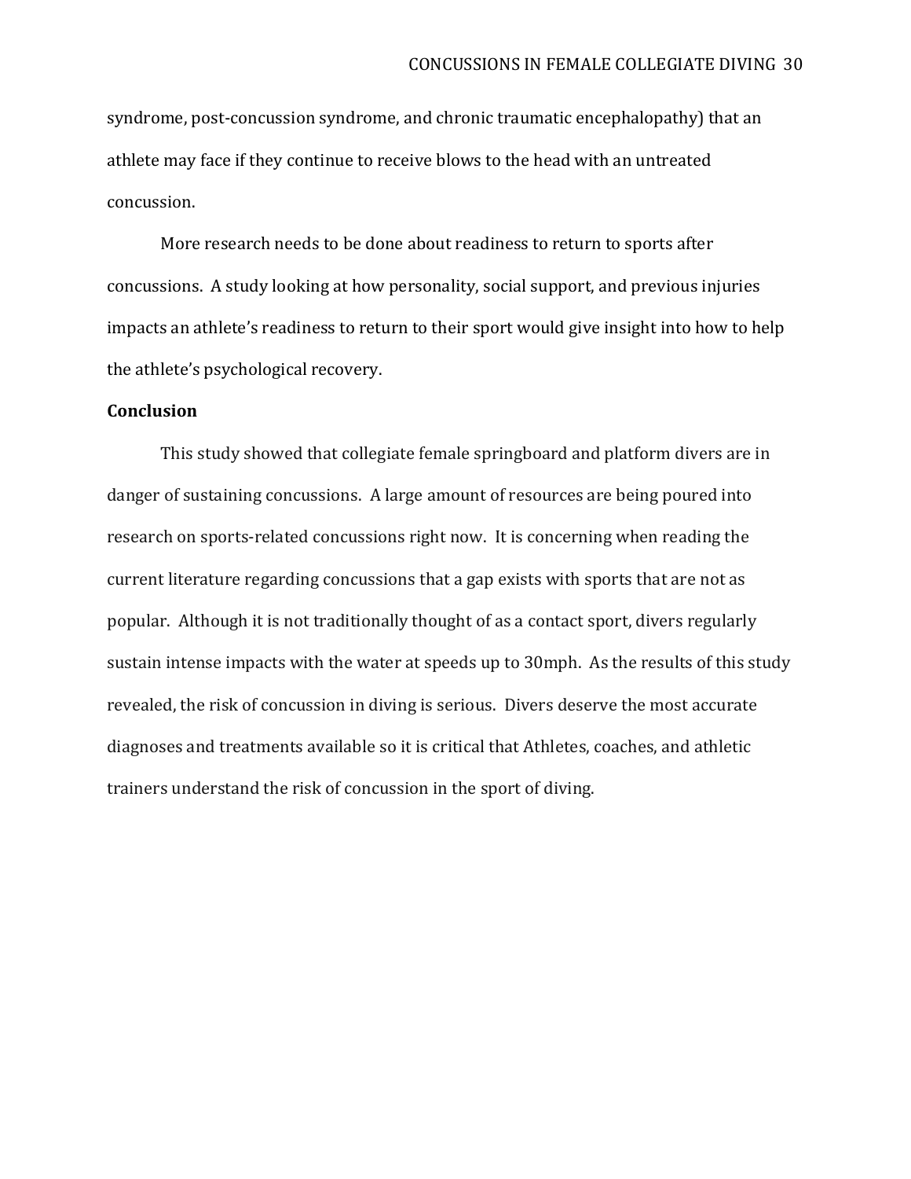syndrome, post-concussion syndrome, and chronic traumatic encephalopathy) that an athlete may face if they continue to receive blows to the head with an untreated concussion.

More research needs to be done about readiness to return to sports after concussions. A study looking at how personality, social support, and previous injuries impacts an athlete's readiness to return to their sport would give insight into how to help the athlete's psychological recovery.

**Conclusion**

This study showed that collegiate female springboard and platform divers are in danger of sustaining concussions. A large amount of resources are being poured into research on sports-related concussions right now. It is concerning when reading the current literature regarding concussions that a gap exists with sports that are not as popular. Although it is not traditionally thought of as a contact sport, divers regularly sustain intense impacts with the water at speeds up to 30mph. As the results of this study revealed, the risk of concussion in diving is serious. Divers deserve the most accurate diagnoses and treatments available so it is critical that Athletes, coaches, and athletic trainers understand the risk of concussion in the sport of diving.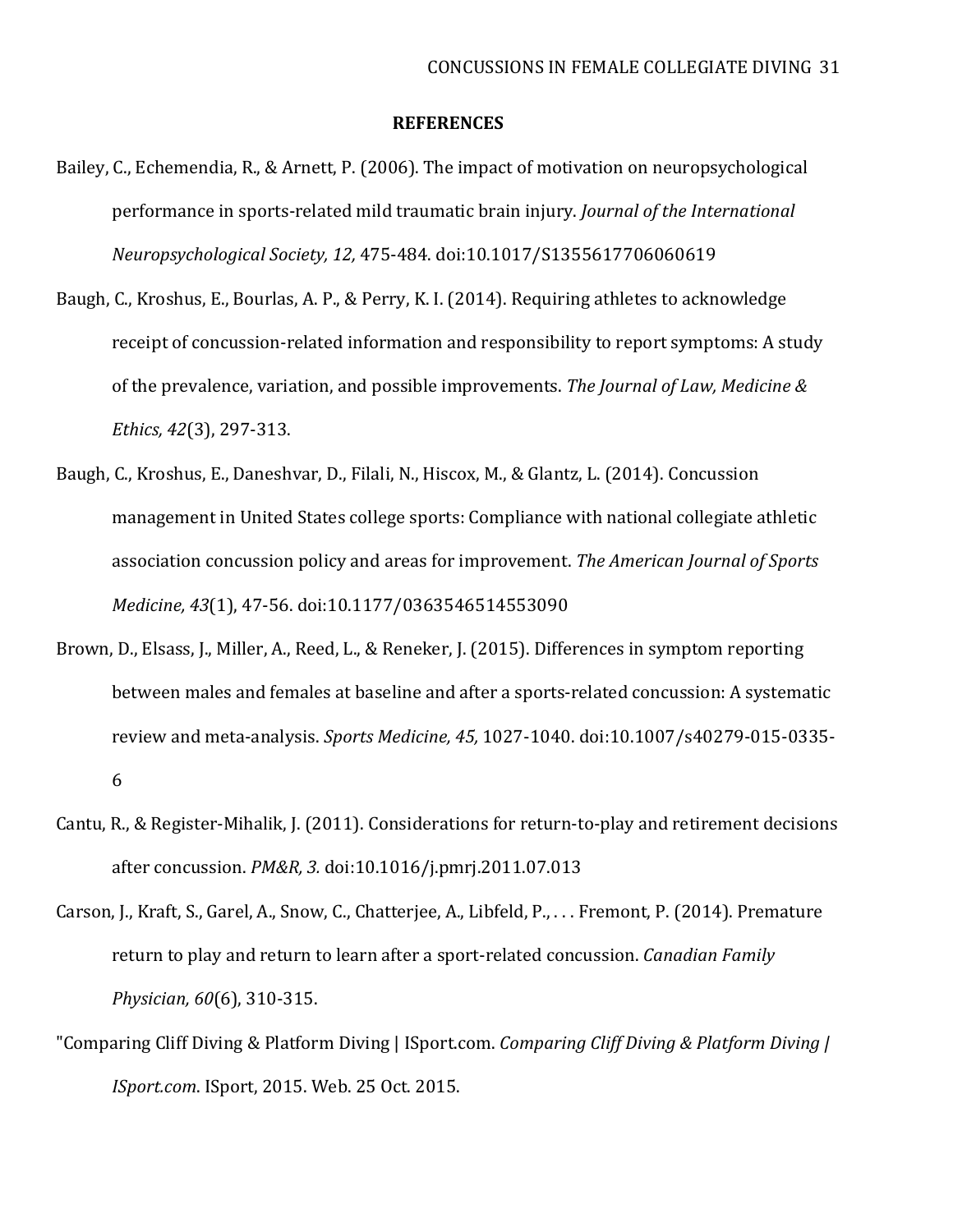## REFERENCES

Bailey, C., Echemendia, R., & Arnett, P. (2006). The impact of motivation on neuropsychological performance in sports-related mild traumatic brain injury. *Journal of the International Neuropsychological Society, 12,* 475-484. doi:10.1017/S1355617706060619

Baugh, C., Kroshus, E., Bourlas, A. P., & Perry, K. I. (2014). Requiring athletes to acknowledge receipt of concussion-related information and responsibility to report symptoms: A study of the prevalence, variation, and possible improvements. *The Journal of Law, Medicine & Ethics, 42*(3), 297-313.

Baugh, C., Kroshus, E., Daneshvar, D., Filali, N., Hiscox, M., & Glantz, L. (2014). Concussion management in United States college sports: Compliance with national collegiate athletic association concussion policy and areas for improvement. *The American Journal of Sports Medicine, 43*(1), 47-56. doi:10.1177/0363546514553090

Brown, D., Elsass, J., Miller, A., Reed, L., & Reneker, J. (2015). Differences in symptom reporting between males and females at baseline and after a sports-related concussion: A systematic review and meta-analysis. *Sports Medicine, 45,* 1027-1040. doi:10.1007/s40279-015-0335-6

Cantu, R., & Register-Mihalik, J. (2011). Considerations for return-to-play and retirement decisions after concussion. *PM&R, 3.* doi:10.1016/j.pmrj.2011.07.013

Carson, J., Kraft, S., Garel, A., Snow, C., Chatterjee, A., Libfeld, P., . . . Fremont, P. (2014). Premature return to play and return to learn after a sport-related concussion. *Canadian Family Physician, 60*(6), 310-315.

"Comparing Cliff Diving & Platform Diving | ISport.com. *Comparing Cliff Diving & Platform Diving | ISport.com*. ISport, 2015. Web. 25 Oct. 2015.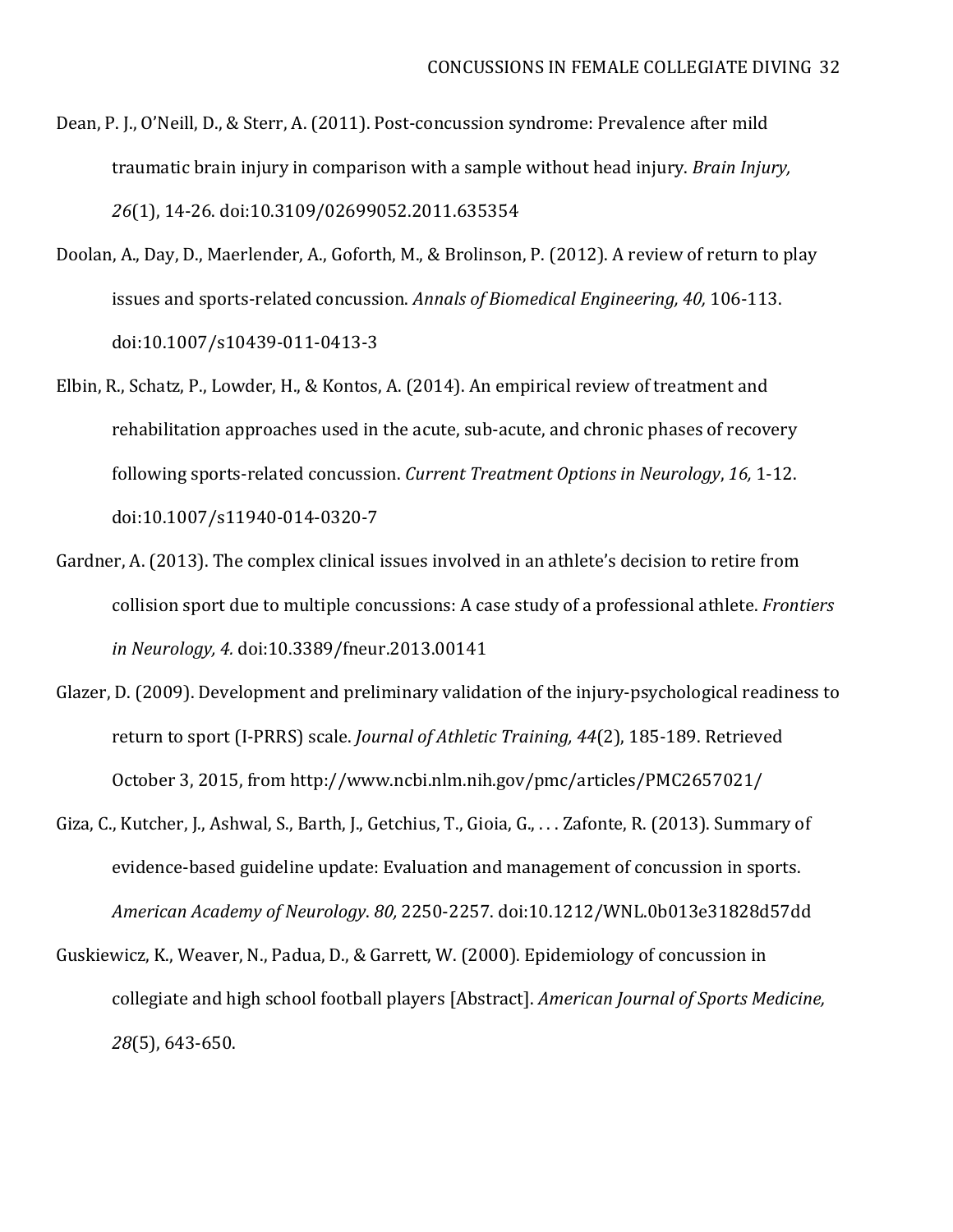Dean, P. J., O'Neill, D., & Sterr, A. (2011). Post-concussion syndrome: Prevalence after mild traumatic brain injury in comparison with a sample without head injury. *Brain Injury, 26*(1), 14-26. doi:10.3109/02699052.2011.635354

Doolan, A., Day, D., Maerlender, A., Goforth, M., & Brolinson, P. (2012). A review of return to play issues and sports-related concussion. *Annals of Biomedical Engineering, 40,* 106-113. doi:10.1007/s10439-011-0413-3

Elbin, R., Schatz, P., Lowder, H., & Kontos, A. (2014). An empirical review of treatment and rehabilitation approaches used in the acute, sub-acute, and chronic phases of recovery following sports-related concussion. *Current Treatment Options in Neurology*, *16,* 1-12. doi:10.1007/s11940-014-0320-7

Gardner, A. (2013). The complex clinical issues involved in an athlete's decision to retire from collision sport due to multiple concussions: A case study of a professional athlete. *Frontiers in Neurology, 4.* doi:10.3389/fneur.2013.00141

Glazer, D. (2009). Development and preliminary validation of the injury-psychological readiness to return to sport (I-PRRS) scale. *Journal of Athletic Training, 44*(2), 185-189. Retrieved October 3, 2015, from http://www.ncbi.nlm.nih.gov/pmc/articles/PMC2657021/

Giza, C., Kutcher, J., Ashwal, S., Barth, J., Getchius, T., Gioia, G., . . . Zafonte, R. (2013). Summary of evidence-based guideline update: Evaluation and management of concussion in sports. *American Academy of Neurology*. *80,* 2250-2257. doi:10.1212/WNL.0b013e31828d57dd

Guskiewicz, K., Weaver, N., Padua, D., & Garrett, W. (2000). Epidemiology of concussion in collegiate and high school football players [Abstract]. *American Journal of Sports Medicine, 28*(5), 643-650.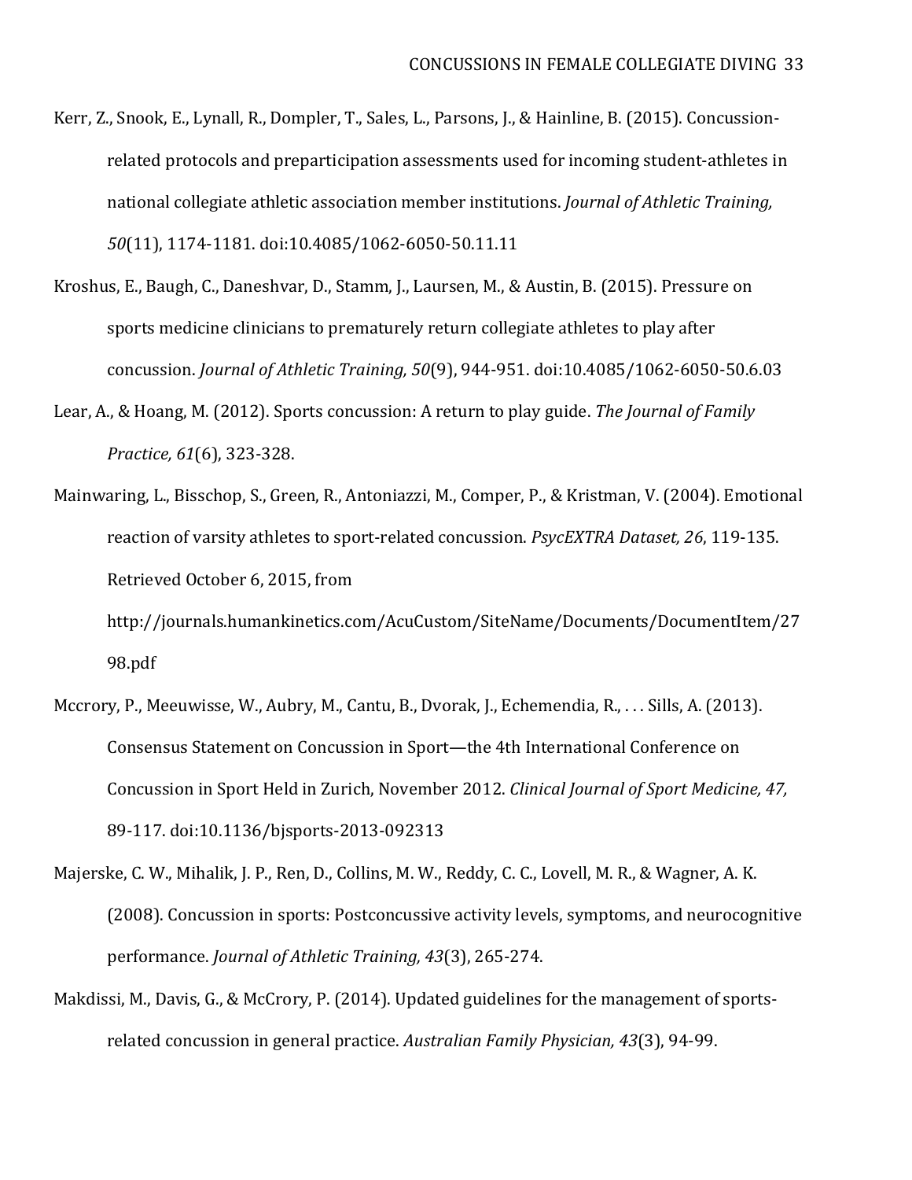Kerr, Z., Snook, E., Lynall, R., Dompler, T., Sales, L., Parsons, J., & Hainline, B. (2015). Concussion-related protocols and preparticipation assessments used for incoming student-athletes in national collegiate athletic association member institutions. *Journal of Athletic Training, 50*(11), 1174-1181. doi:10.4085/1062-6050-50.11.11

Kroshus, E., Baugh, C., Daneshvar, D., Stamm, J., Laursen, M., & Austin, B. (2015). Pressure on sports medicine clinicians to prematurely return collegiate athletes to play after concussion. *Journal of Athletic Training, 50*(9), 944-951. doi:10.4085/1062-6050-50.6.03

Lear, A., & Hoang, M. (2012). Sports concussion: A return to play guide. *The Journal of Family Practice, 61*(6), 323-328.

Mainwaring, L., Bisschop, S., Green, R., Antoniazzi, M., Comper, P., & Kristman, V. (2004). Emotional reaction of varsity athletes to sport-related concussion. *PsycEXTRA Dataset, 26*, 119-135. Retrieved October 6, 2015, from http://journals.humankinetics.com/AcuCustom/SiteName/Documents/DocumentItem/2798.pdf

Mccrory, P., Meeuwisse, W., Aubry, M., Cantu, B., Dvorak, J., Echemendia, R., . . . Sills, A. (2013). Consensus Statement on Concussion in Sport—the 4th International Conference on Concussion in Sport Held in Zurich, November 2012. *Clinical Journal of Sport Medicine, 47,* 89-117. doi:10.1136/bjsports-2013-092313

Majerske, C. W., Mihalik, J. P., Ren, D., Collins, M. W., Reddy, C. C., Lovell, M. R., & Wagner, A. K. (2008). Concussion in sports: Postconcussive activity levels, symptoms, and neurocognitive performance. *Journal of Athletic Training, 43*(3), 265-274.

Makdissi, M., Davis, G., & McCrory, P. (2014). Updated guidelines for the management of sports-related concussion in general practice. *Australian Family Physician, 43*(3), 94-99.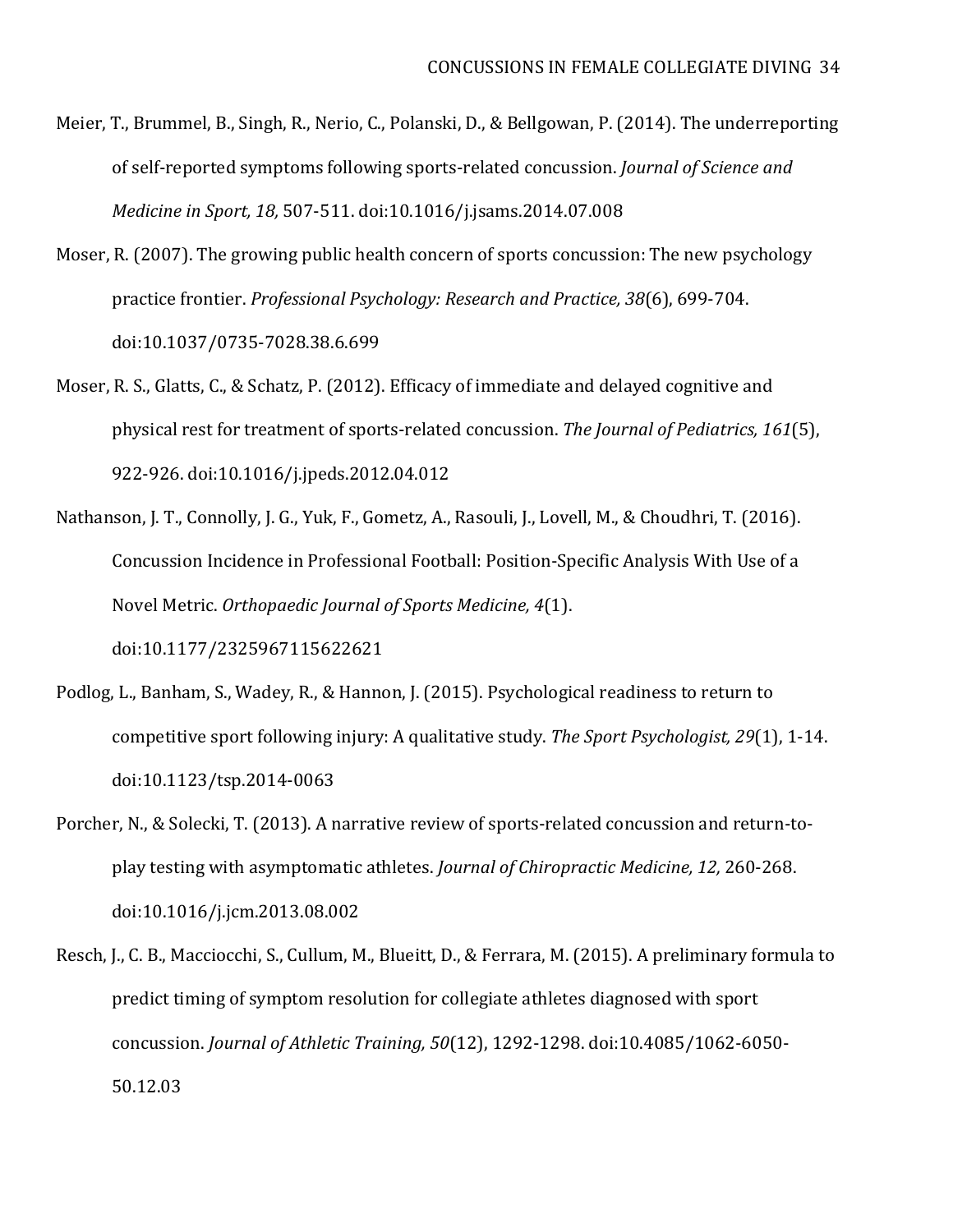Meier, T., Brummel, B., Singh, R., Nerio, C., Polanski, D., & Bellgowan, P. (2014). The underreporting of self-reported symptoms following sports-related concussion. *Journal of Science and Medicine in Sport, 18,* 507-511. doi:10.1016/j.jsams.2014.07.008

Moser, R. (2007). The growing public health concern of sports concussion: The new psychology practice frontier. *Professional Psychology: Research and Practice, 38*(6), 699-704. doi:10.1037/0735-7028.38.6.699

Moser, R. S., Glatts, C., & Schatz, P. (2012). Efficacy of immediate and delayed cognitive and physical rest for treatment of sports-related concussion. *The Journal of Pediatrics, 161*(5), 922-926. doi:10.1016/j.jpeds.2012.04.012

Nathanson, J. T., Connolly, J. G., Yuk, F., Gometz, A., Rasouli, J., Lovell, M., & Choudhri, T. (2016). Concussion Incidence in Professional Football: Position-Specific Analysis With Use of a Novel Metric. *Orthopaedic Journal of Sports Medicine, 4*(1). doi:10.1177/2325967115622621

Podlog, L., Banham, S., Wadey, R., & Hannon, J. (2015). Psychological readiness to return to competitive sport following injury: A qualitative study. *The Sport Psychologist, 29*(1), 1-14. doi:10.1123/tsp.2014-0063

Porcher, N., & Solecki, T. (2013). A narrative review of sports-related concussion and return-to-play testing with asymptomatic athletes. *Journal of Chiropractic Medicine, 12,* 260-268. doi:10.1016/j.jcm.2013.08.002

Resch, J., C. B., Macciocchi, S., Cullum, M., Blueitt, D., & Ferrara, M. (2015). A preliminary formula to predict timing of symptom resolution for collegiate athletes diagnosed with sport concussion. *Journal of Athletic Training, 50*(12), 1292-1298. doi:10.4085/1062-6050-50.12.03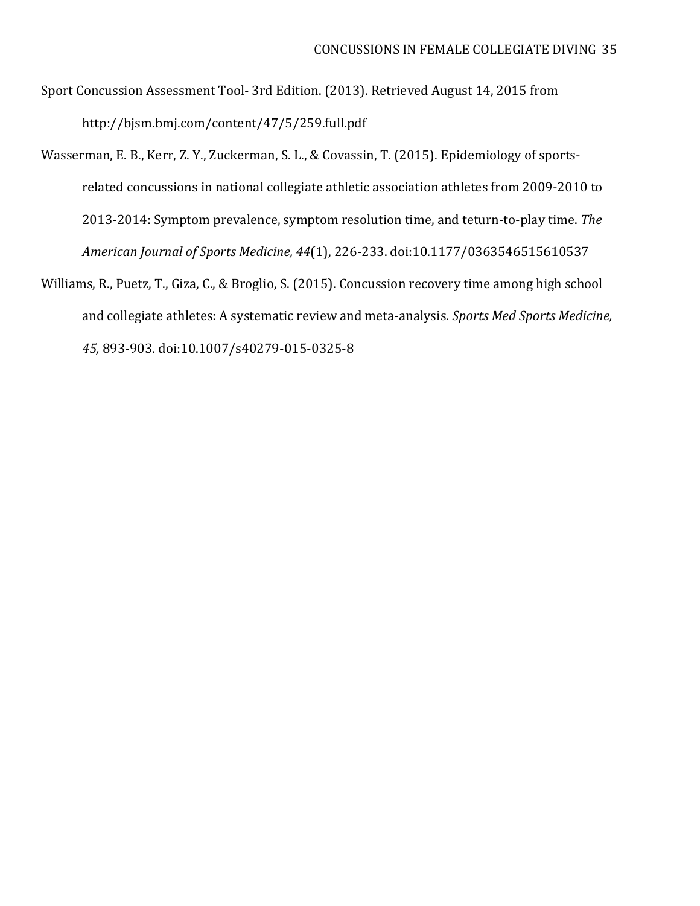Sport Concussion Assessment Tool- 3rd Edition. (2013). Retrieved August 14, 2015 from http://bjsm.bmj.com/content/47/5/259.full.pdf

Wasserman, E. B., Kerr, Z. Y., Zuckerman, S. L., & Covassin, T. (2015). Epidemiology of sports-related concussions in national collegiate athletic association athletes from 2009-2010 to 2013-2014: Symptom prevalence, symptom resolution time, and teturn-to-play time. *The American Journal of Sports Medicine, 44*(1), 226-233. doi:10.1177/0363546515610537

Williams, R., Puetz, T., Giza, C., & Broglio, S. (2015). Concussion recovery time among high school and collegiate athletes: A systematic review and meta-analysis. *Sports Med Sports Medicine, 45,* 893-903. doi:10.1007/s40279-015-0325-8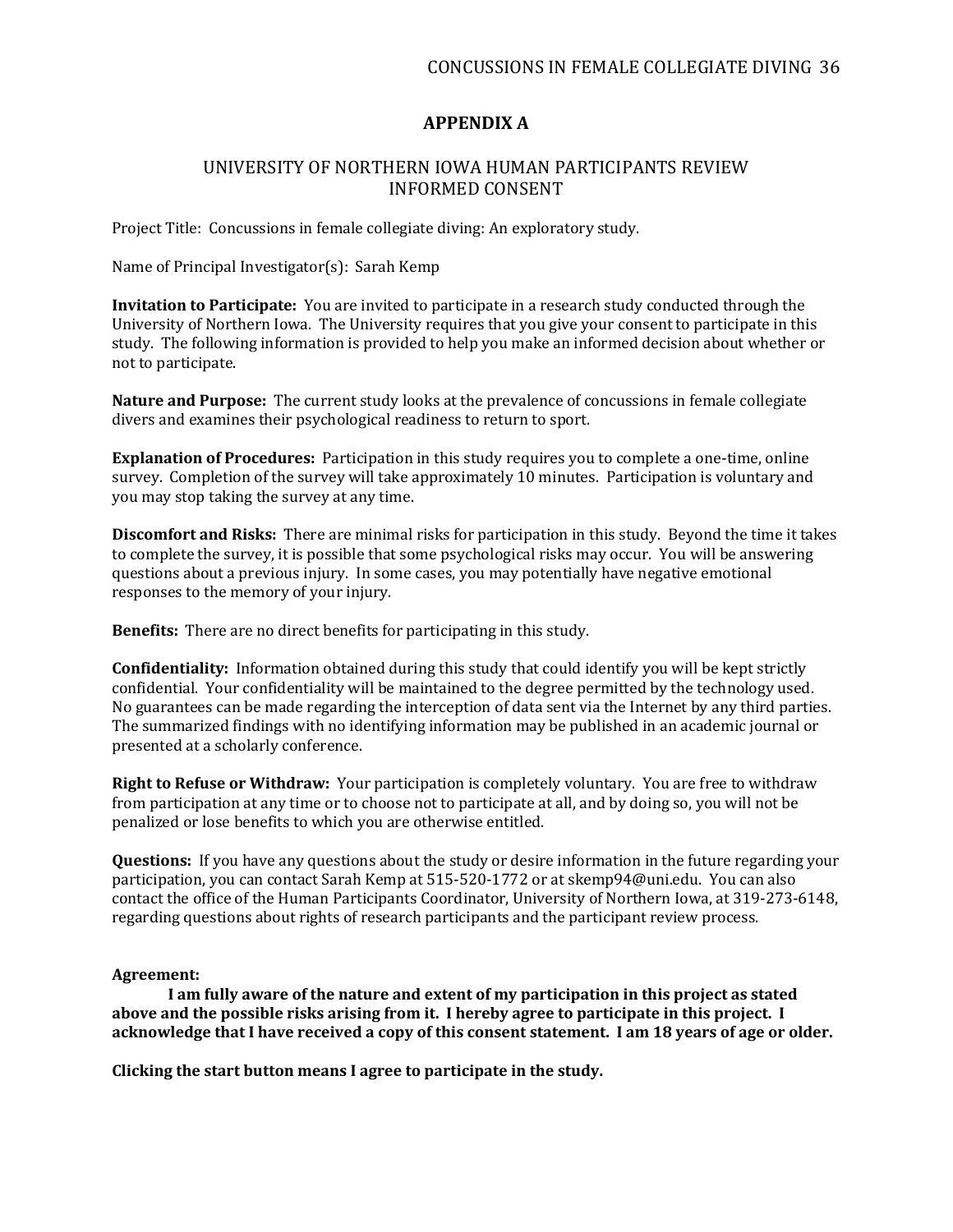## APPENDIX A

### UNIVERSITY OF NORTHERN IOWA HUMAN PARTICIPANTS REVIEW INFORMED CONSENT

Project Title: Concussions in female collegiate diving: An exploratory study.

Name of Principal Investigator(s): Sarah Kemp

**Invitation to Participate:** You are invited to participate in a research study conducted through the University of Northern Iowa. The University requires that you give your consent to participate in this study. The following information is provided to help you make an informed decision about whether or not to participate.

**Nature and Purpose:** The current study looks at the prevalence of concussions in female collegiate divers and examines their psychological readiness to return to sport.

**Explanation of Procedures:** Participation in this study requires you to complete a one-time, online survey. Completion of the survey will take approximately 10 minutes. Participation is voluntary and you may stop taking the survey at any time.

**Discomfort and Risks:** There are minimal risks for participation in this study. Beyond the time it takes to complete the survey, it is possible that some psychological risks may occur. You will be answering questions about a previous injury. In some cases, you may potentially have negative emotional responses to the memory of your injury.

**Benefits:** There are no direct benefits for participating in this study.

**Confidentiality:** Information obtained during this study that could identify you will be kept strictly confidential. Your confidentiality will be maintained to the degree permitted by the technology used. No guarantees can be made regarding the interception of data sent via the Internet by any third parties. The summarized findings with no identifying information may be published in an academic journal or presented at a scholarly conference.

**Right to Refuse or Withdraw:** Your participation is completely voluntary. You are free to withdraw from participation at any time or to choose not to participate at all, and by doing so, you will not be penalized or lose benefits to which you are otherwise entitled.

**Questions:** If you have any questions about the study or desire information in the future regarding your participation, you can contact Sarah Kemp at 515-520-1772 or at skemp94@uni.edu. You can also contact the office of the Human Participants Coordinator, University of Northern Iowa, at 319-273-6148, regarding questions about rights of research participants and the participant review process.

**Agreement:**

**I am fully aware of the nature and extent of my participation in this project as stated above and the possible risks arising from it. I hereby agree to participate in this project. I acknowledge that I have received a copy of this consent statement. I am 18 years of age or older.**

**Clicking the start button means I agree to participate in the study.**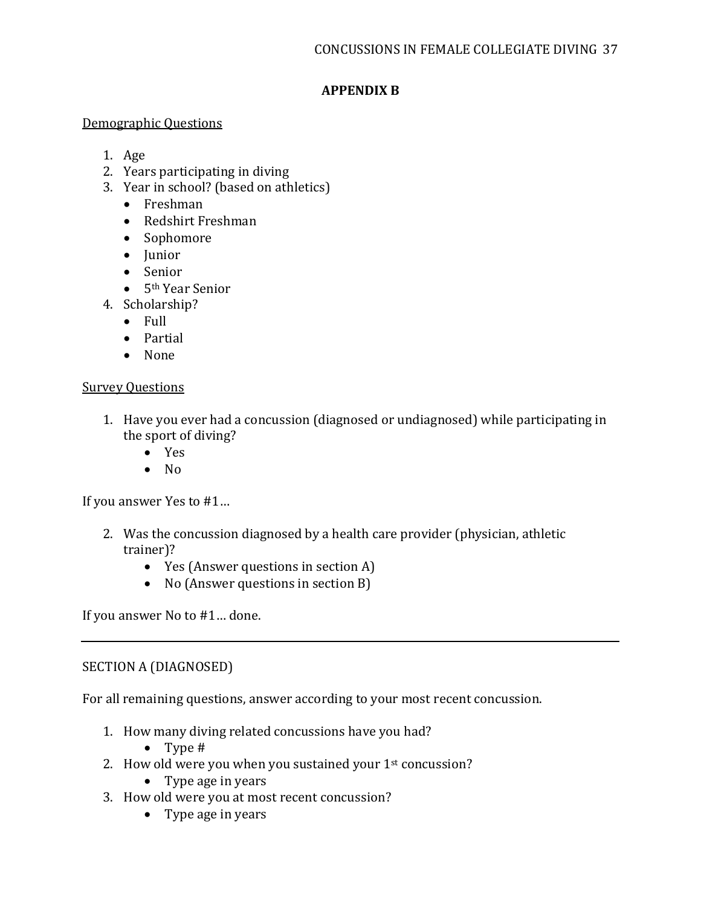## APPENDIX B

Demographic Questions

1. Age
2. Years participating in diving
3. Year in school? (based on athletics)
   - Freshman
   - Redshirt Freshman
   - Sophomore
   - Junior
   - Senior
   - 5th Year Senior
4. Scholarship?
   - Full
   - Partial
   - None

Survey Questions

1. Have you ever had a concussion (diagnosed or undiagnosed) while participating in the sport of diving?
   - Yes
   - No

If you answer Yes to #1…

2. Was the concussion diagnosed by a health care provider (physician, athletic trainer)?
   - Yes (Answer questions in section A)
   - No (Answer questions in section B)

If you answer No to #1… done.

---

SECTION A (DIAGNOSED)

For all remaining questions, answer according to your most recent concussion.

1. How many diving related concussions have you had?
   - Type #
2. How old were you when you sustained your 1st concussion?
   - Type age in years
3. How old were you at most recent concussion?
   - Type age in years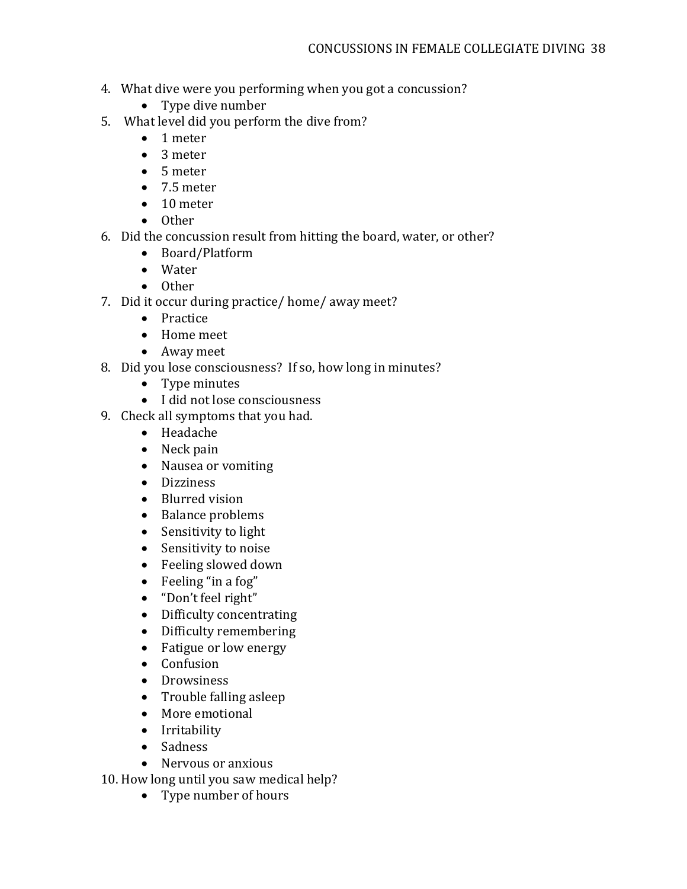4. What dive were you performing when you got a concussion?
    - Type dive number
5. What level did you perform the dive from?
    - 1 meter
    - 3 meter
    - 5 meter
    - 7.5 meter
    - 10 meter
    - Other
6. Did the concussion result from hitting the board, water, or other?
    - Board/Platform
    - Water
    - Other
7. Did it occur during practice/ home/ away meet?
    - Practice
    - Home meet
    - Away meet
8. Did you lose consciousness? If so, how long in minutes?
    - Type minutes
    - I did not lose consciousness
9. Check all symptoms that you had.
    - Headache
    - Neck pain
    - Nausea or vomiting
    - Dizziness
    - Blurred vision
    - Balance problems
    - Sensitivity to light
    - Sensitivity to noise
    - Feeling slowed down
    - Feeling "in a fog"
    - "Don't feel right"
    - Difficulty concentrating
    - Difficulty remembering
    - Fatigue or low energy
    - Confusion
    - Drowsiness
    - Trouble falling asleep
    - More emotional
    - Irritability
    - Sadness
    - Nervous or anxious
10. How long until you saw medical help?
    - Type number of hours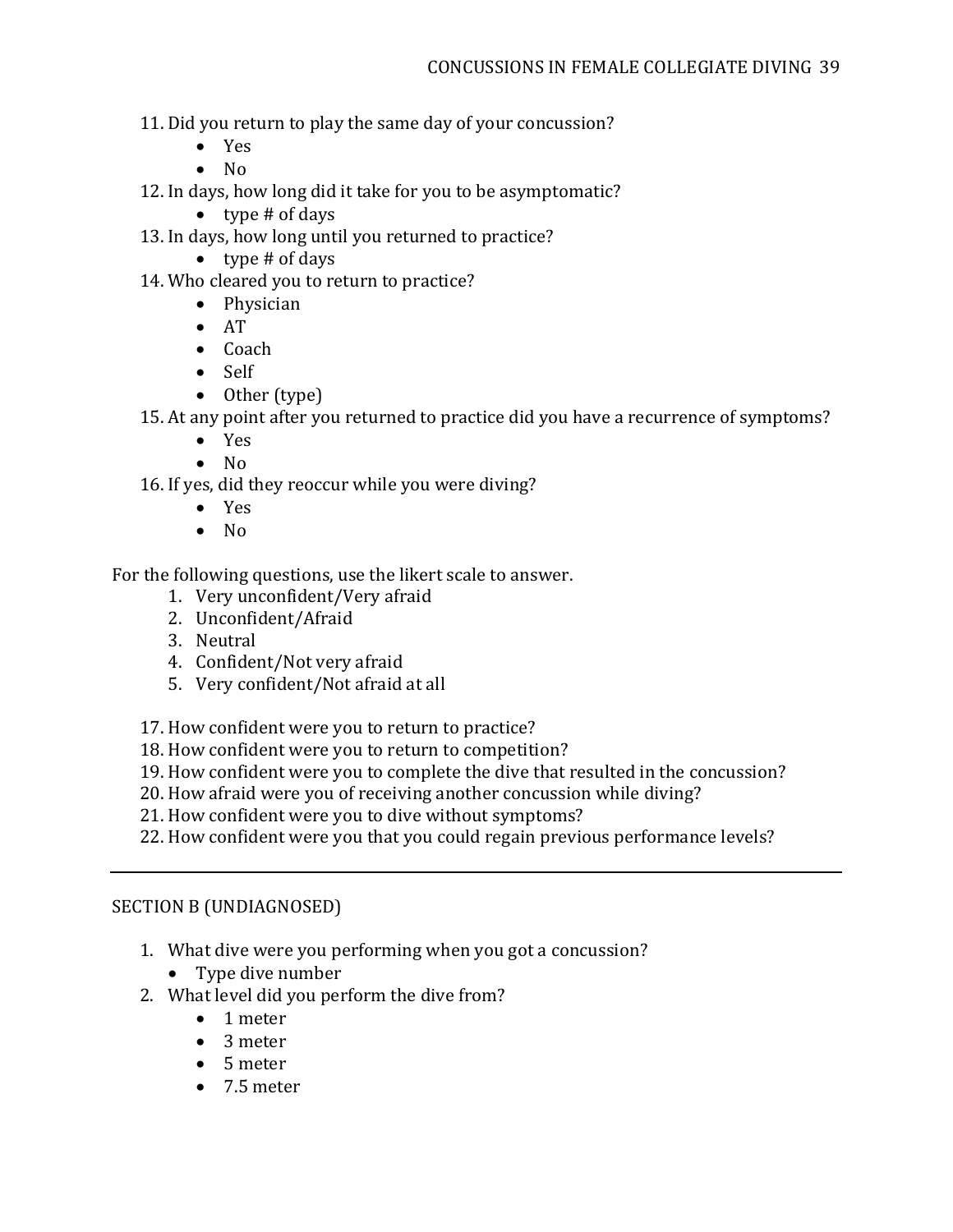11. Did you return to play the same day of your concussion?
    - Yes
    - No
12. In days, how long did it take for you to be asymptomatic?
    - type # of days
13. In days, how long until you returned to practice?
    - type # of days
14. Who cleared you to return to practice?
    - Physician
    - AT
    - Coach
    - Self
    - Other (type)
15. At any point after you returned to practice did you have a recurrence of symptoms?
    - Yes
    - No
16. If yes, did they reoccur while you were diving?
    - Yes
    - No

For the following questions, use the likert scale to answer.

1. Very unconfident/Very afraid
2. Unconfident/Afraid
3. Neutral
4. Confident/Not very afraid
5. Very confident/Not afraid at all

17. How confident were you to return to practice?
18. How confident were you to return to competition?
19. How confident were you to complete the dive that resulted in the concussion?
20. How afraid were you of receiving another concussion while diving?
21. How confident were you to dive without symptoms?
22. How confident were you that you could regain previous performance levels?

---

SECTION B (UNDIAGNOSED)

1. What dive were you performing when you got a concussion?
   - Type dive number
2. What level did you perform the dive from?
   - 1 meter
   - 3 meter
   - 5 meter
   - 7.5 meter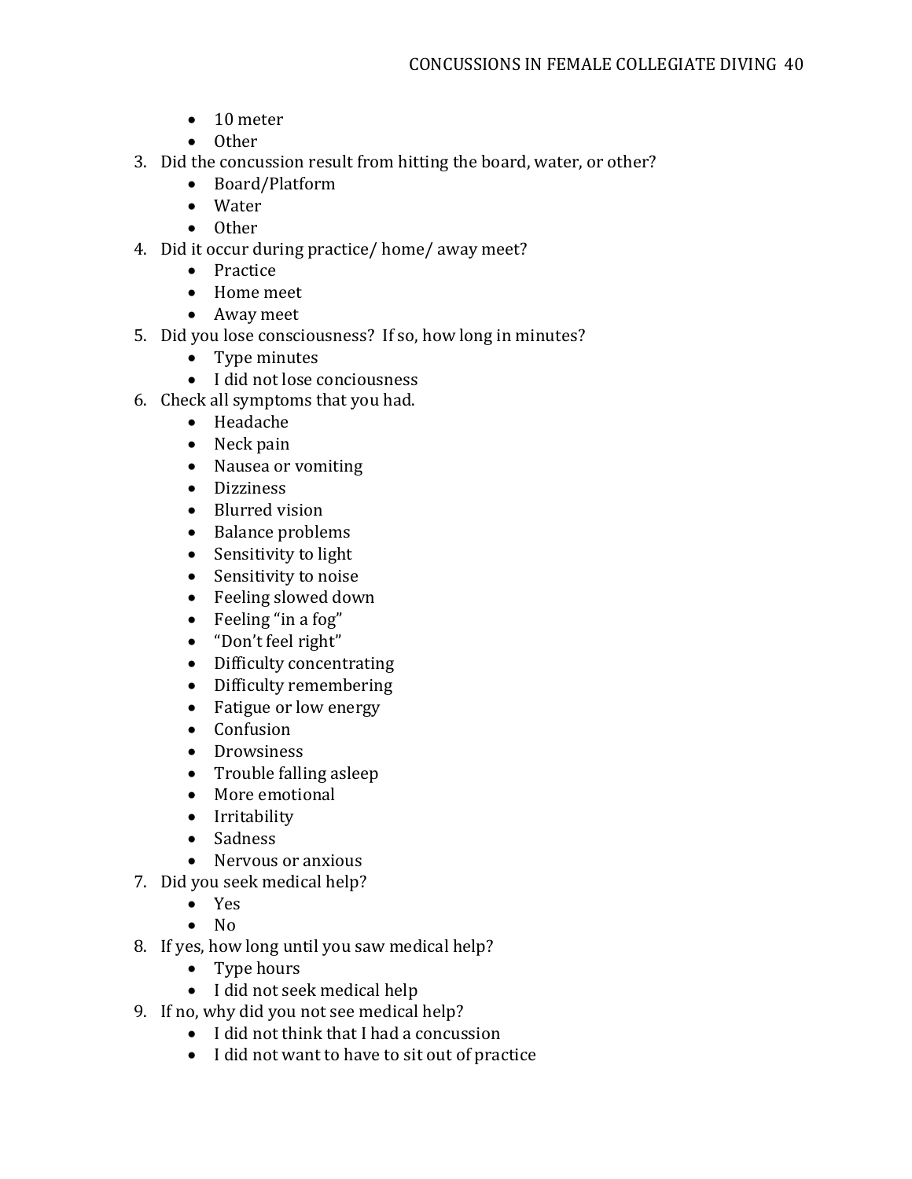- 10 meter
- Other

3. Did the concussion result from hitting the board, water, or other?
    - Board/Platform
    - Water
    - Other
4. Did it occur during practice/ home/ away meet?
    - Practice
    - Home meet
    - Away meet
5. Did you lose consciousness? If so, how long in minutes?
    - Type minutes
    - I did not lose conciousness
6. Check all symptoms that you had.
    - Headache
    - Neck pain
    - Nausea or vomiting
    - Dizziness
    - Blurred vision
    - Balance problems
    - Sensitivity to light
    - Sensitivity to noise
    - Feeling slowed down
    - Feeling "in a fog"
    - "Don't feel right"
    - Difficulty concentrating
    - Difficulty remembering
    - Fatigue or low energy
    - Confusion
    - Drowsiness
    - Trouble falling asleep
    - More emotional
    - Irritability
    - Sadness
    - Nervous or anxious
7. Did you seek medical help?
    - Yes
    - No
8. If yes, how long until you saw medical help?
    - Type hours
    - I did not seek medical help
9. If no, why did you not see medical help?
    - I did not think that I had a concussion
    - I did not want to have to sit out of practice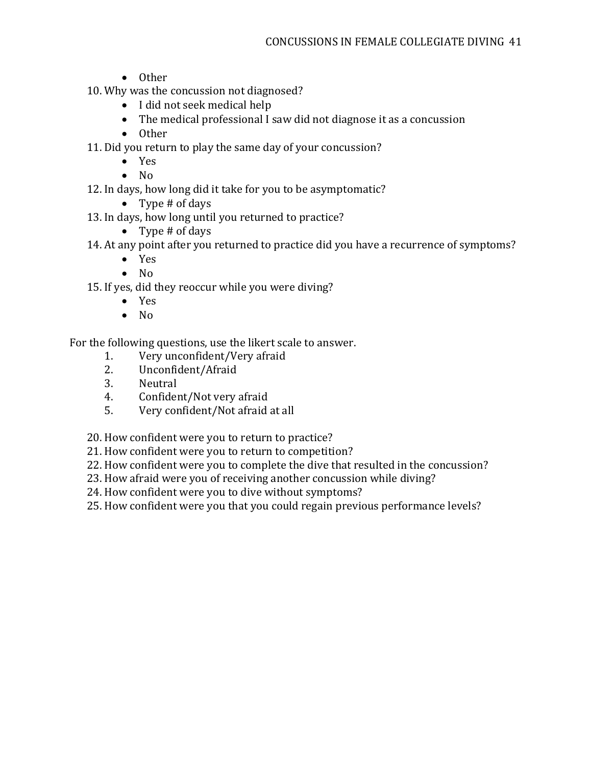- Other

10. Why was the concussion not diagnosed?
    - I did not seek medical help
    - The medical professional I saw did not diagnose it as a concussion
    - Other
11. Did you return to play the same day of your concussion?
    - Yes
    - No
12. In days, how long did it take for you to be asymptomatic?
    - Type # of days
13. In days, how long until you returned to practice?
    - Type # of days
14. At any point after you returned to practice did you have a recurrence of symptoms?
    - Yes
    - No
15. If yes, did they reoccur while you were diving?
    - Yes
    - No

For the following questions, use the likert scale to answer.

1. Very unconfident/Very afraid
2. Unconfident/Afraid
3. Neutral
4. Confident/Not very afraid
5. Very confident/Not afraid at all

20. How confident were you to return to practice?
21. How confident were you to return to competition?
22. How confident were you to complete the dive that resulted in the concussion?
23. How afraid were you of receiving another concussion while diving?
24. How confident were you to dive without symptoms?
25. How confident were you that you could regain previous performance levels?